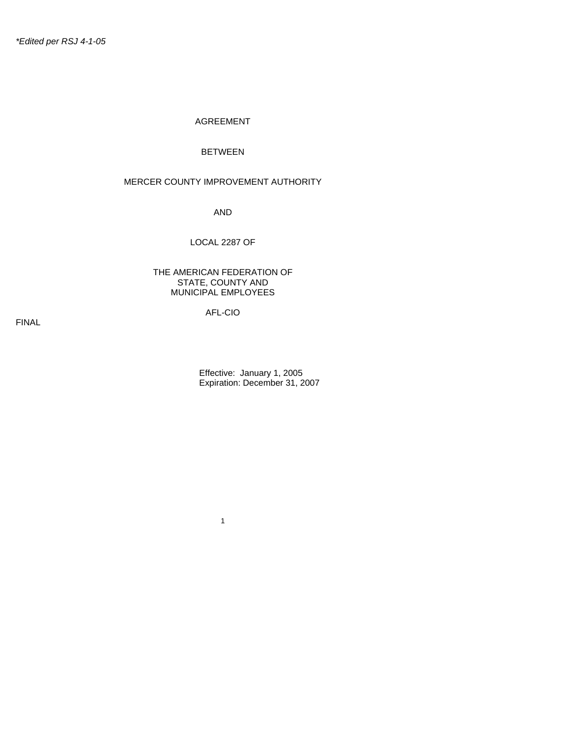*Edited per RSJ 4-1-05*

AGREEMENT

BETWEEN

MERCER COUNTY IMPROVEMENT AUTHORITY

AND

LOCAL 2287 OF

THE AMERICAN FEDERATION OF
STATE, COUNTY AND
MUNICIPAL EMPLOYEES

AFL-CIO

FINAL

Effective: January 1, 2005
Expiration: December 31, 2007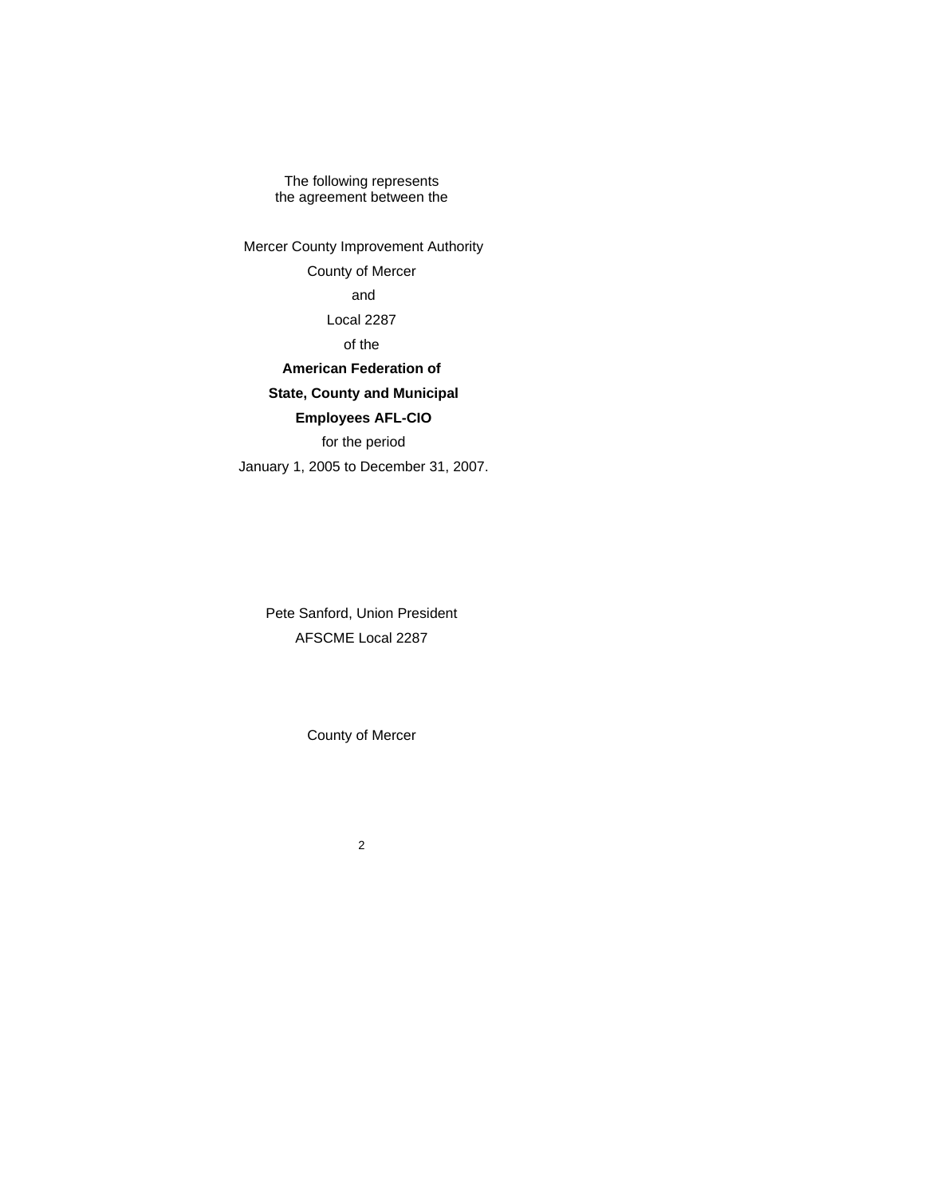The following represents
the agreement between the

Mercer County Improvement Authority

County of Mercer

and

Local 2287

of the

**American Federation of**

**State, County and Municipal**

**Employees AFL-CIO**

for the period

January 1, 2005 to December 31, 2007.

Pete Sanford, Union President

AFSCME Local 2287

County of Mercer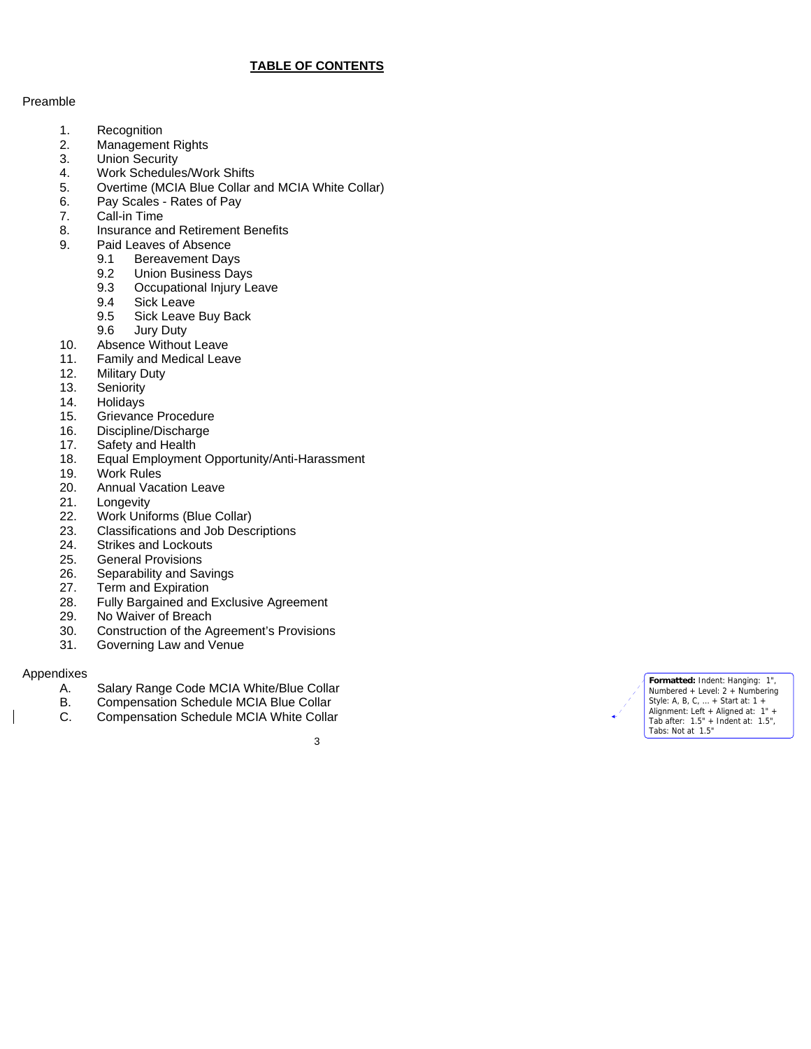# TABLE OF CONTENTS

Preamble

1. Recognition
2. Management Rights
3. Union Security
4. Work Schedules/Work Shifts
5. Overtime (MCIA Blue Collar and MCIA White Collar)
6. Pay Scales - Rates of Pay
7. Call-in Time
8. Insurance and Retirement Benefits
9. Paid Leaves of Absence
   - 9.1 Bereavement Days
   - 9.2 Union Business Days
   - 9.3 Occupational Injury Leave
   - 9.4 Sick Leave
   - 9.5 Sick Leave Buy Back
   - 9.6 Jury Duty
10. Absence Without Leave
11. Family and Medical Leave
12. Military Duty
13. Seniority
14. Holidays
15. Grievance Procedure
16. Discipline/Discharge
17. Safety and Health
18. Equal Employment Opportunity/Anti-Harassment
19. Work Rules
20. Annual Vacation Leave
21. Longevity
22. Work Uniforms (Blue Collar)
23. Classifications and Job Descriptions
24. Strikes and Lockouts
25. General Provisions
26. Separability and Savings
27. Term and Expiration
28. Fully Bargained and Exclusive Agreement
29. No Waiver of Breach
30. Construction of the Agreement's Provisions
31. Governing Law and Venue

Appendixes

- A. Salary Range Code MCIA White/Blue Collar
- B. Compensation Schedule MCIA Blue Collar
- C. Compensation Schedule MCIA White Collar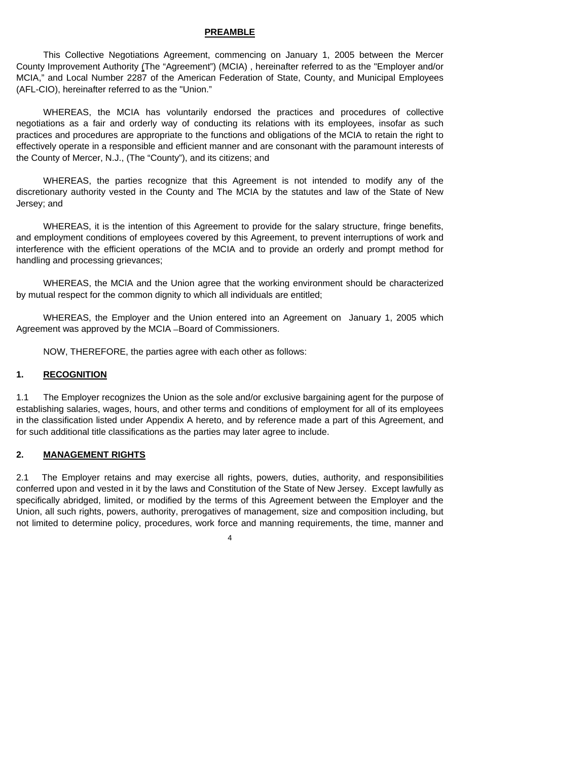## PREAMBLE

This Collective Negotiations Agreement, commencing on January 1, 2005 between the Mercer County Improvement Authority (The "Agreement") (MCIA) , hereinafter referred to as the "Employer and/or MCIA," and Local Number 2287 of the American Federation of State, County, and Municipal Employees (AFL-CIO), hereinafter referred to as the "Union."

WHEREAS, the MCIA has voluntarily endorsed the practices and procedures of collective negotiations as a fair and orderly way of conducting its relations with its employees, insofar as such practices and procedures are appropriate to the functions and obligations of the MCIA to retain the right to effectively operate in a responsible and efficient manner and are consonant with the paramount interests of the County of Mercer, N.J., (The "County"), and its citizens; and

WHEREAS, the parties recognize that this Agreement is not intended to modify any of the discretionary authority vested in the County and The MCIA by the statutes and law of the State of New Jersey; and

WHEREAS, it is the intention of this Agreement to provide for the salary structure, fringe benefits, and employment conditions of employees covered by this Agreement, to prevent interruptions of work and interference with the efficient operations of the MCIA and to provide an orderly and prompt method for handling and processing grievances;

WHEREAS, the MCIA and the Union agree that the working environment should be characterized by mutual respect for the common dignity to which all individuals are entitled;

WHEREAS, the Employer and the Union entered into an Agreement on January 1, 2005 which Agreement was approved by the MCIA –Board of Commissioners.

NOW, THEREFORE, the parties agree with each other as follows:

## 1. RECOGNITION

1.1 The Employer recognizes the Union as the sole and/or exclusive bargaining agent for the purpose of establishing salaries, wages, hours, and other terms and conditions of employment for all of its employees in the classification listed under Appendix A hereto, and by reference made a part of this Agreement, and for such additional title classifications as the parties may later agree to include.

## 2. MANAGEMENT RIGHTS

2.1 The Employer retains and may exercise all rights, powers, duties, authority, and responsibilities conferred upon and vested in it by the laws and Constitution of the State of New Jersey. Except lawfully as specifically abridged, limited, or modified by the terms of this Agreement between the Employer and the Union, all such rights, powers, authority, prerogatives of management, size and composition including, but not limited to determine policy, procedures, work force and manning requirements, the time, manner and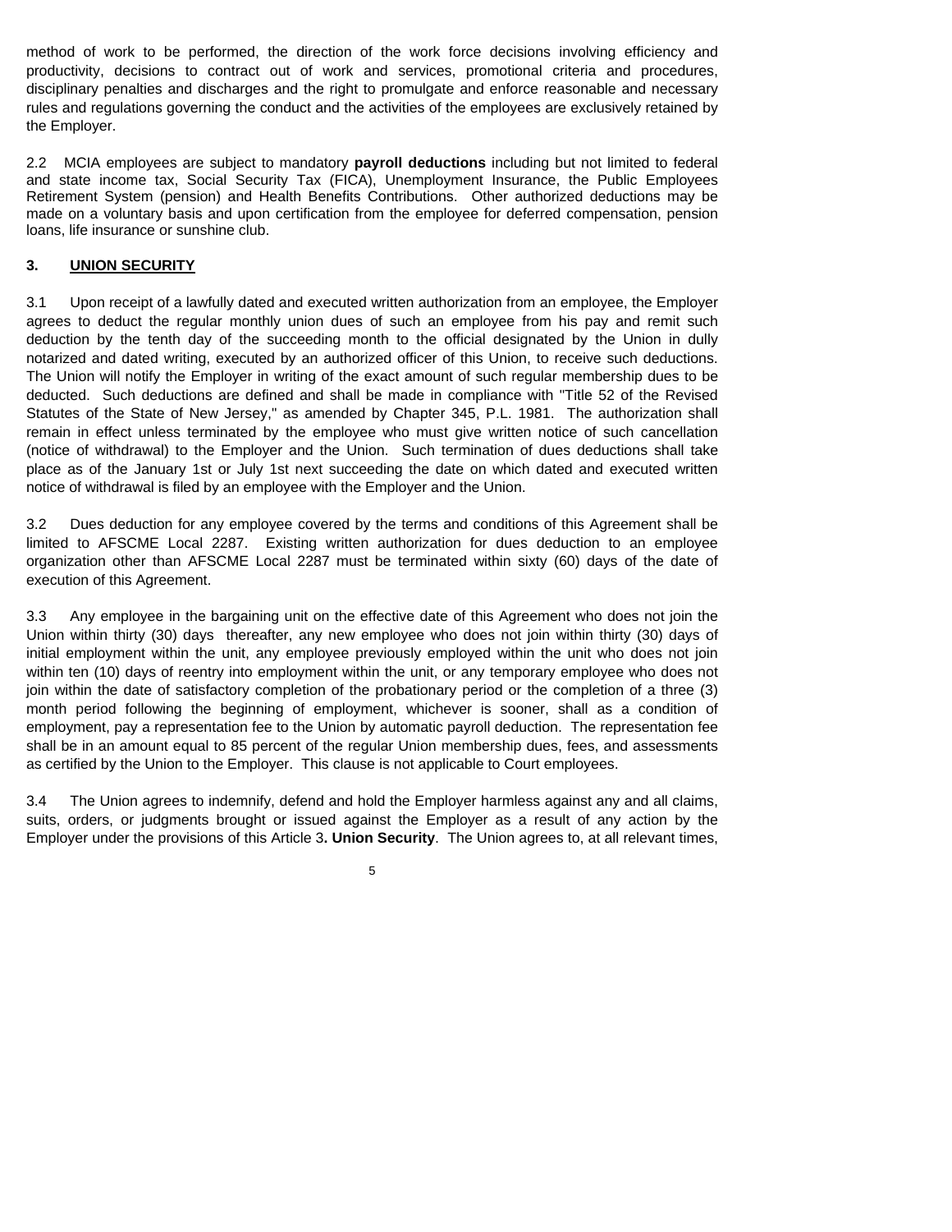method of work to be performed, the direction of the work force decisions involving efficiency and productivity, decisions to contract out of work and services, promotional criteria and procedures, disciplinary penalties and discharges and the right to promulgate and enforce reasonable and necessary rules and regulations governing the conduct and the activities of the employees are exclusively retained by the Employer.

2.2 MCIA employees are subject to mandatory **payroll deductions** including but not limited to federal and state income tax, Social Security Tax (FICA), Unemployment Insurance, the Public Employees Retirement System (pension) and Health Benefits Contributions. Other authorized deductions may be made on a voluntary basis and upon certification from the employee for deferred compensation, pension loans, life insurance or sunshine club.

## 3. UNION SECURITY

3.1 Upon receipt of a lawfully dated and executed written authorization from an employee, the Employer agrees to deduct the regular monthly union dues of such an employee from his pay and remit such deduction by the tenth day of the succeeding month to the official designated by the Union in dully notarized and dated writing, executed by an authorized officer of this Union, to receive such deductions. The Union will notify the Employer in writing of the exact amount of such regular membership dues to be deducted. Such deductions are defined and shall be made in compliance with "Title 52 of the Revised Statutes of the State of New Jersey," as amended by Chapter 345, P.L. 1981. The authorization shall remain in effect unless terminated by the employee who must give written notice of such cancellation (notice of withdrawal) to the Employer and the Union. Such termination of dues deductions shall take place as of the January 1st or July 1st next succeeding the date on which dated and executed written notice of withdrawal is filed by an employee with the Employer and the Union.

3.2 Dues deduction for any employee covered by the terms and conditions of this Agreement shall be limited to AFSCME Local 2287. Existing written authorization for dues deduction to an employee organization other than AFSCME Local 2287 must be terminated within sixty (60) days of the date of execution of this Agreement.

3.3 Any employee in the bargaining unit on the effective date of this Agreement who does not join the Union within thirty (30) days thereafter, any new employee who does not join within thirty (30) days of initial employment within the unit, any employee previously employed within the unit who does not join within ten (10) days of reentry into employment within the unit, or any temporary employee who does not join within the date of satisfactory completion of the probationary period or the completion of a three (3) month period following the beginning of employment, whichever is sooner, shall as a condition of employment, pay a representation fee to the Union by automatic payroll deduction. The representation fee shall be in an amount equal to 85 percent of the regular Union membership dues, fees, and assessments as certified by the Union to the Employer. This clause is not applicable to Court employees.

3.4 The Union agrees to indemnify, defend and hold the Employer harmless against any and all claims, suits, orders, or judgments brought or issued against the Employer as a result of any action by the Employer under the provisions of this Article 3**. Union Security**. The Union agrees to, at all relevant times,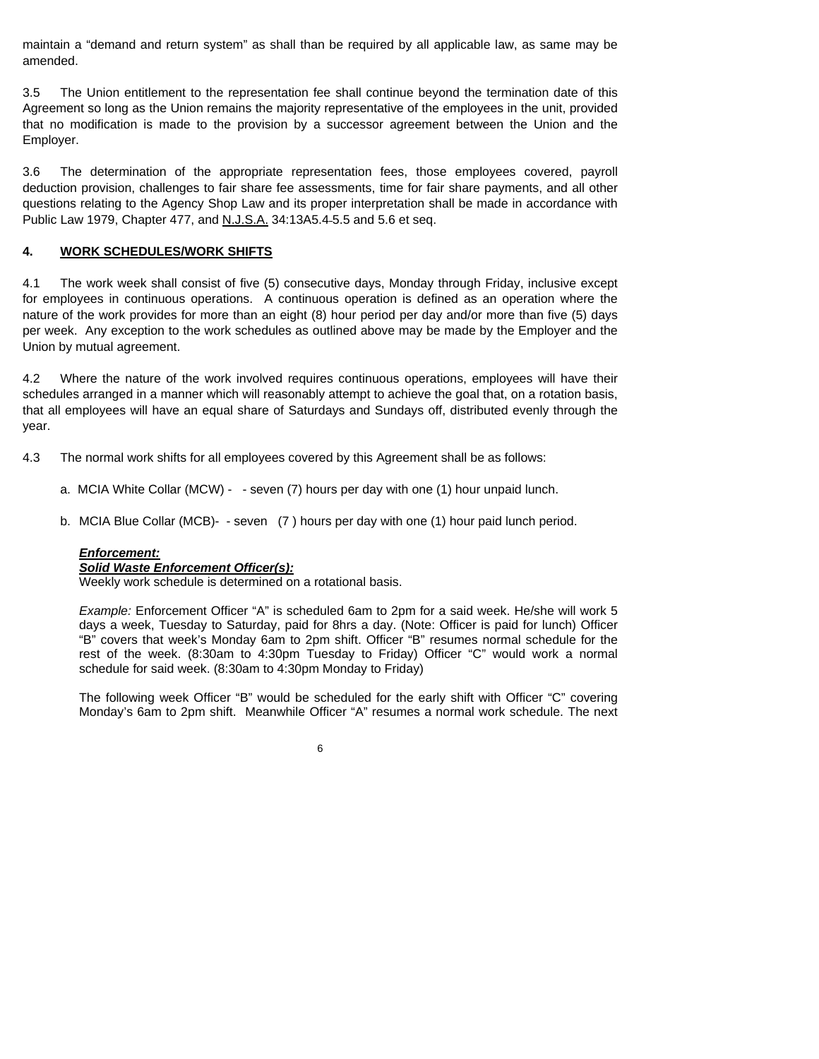maintain a "demand and return system" as shall than be required by all applicable law, as same may be amended.

3.5 The Union entitlement to the representation fee shall continue beyond the termination date of this Agreement so long as the Union remains the majority representative of the employees in the unit, provided that no modification is made to the provision by a successor agreement between the Union and the Employer.

3.6 The determination of the appropriate representation fees, those employees covered, payroll deduction provision, challenges to fair share fee assessments, time for fair share payments, and all other questions relating to the Agency Shop Law and its proper interpretation shall be made in accordance with Public Law 1979, Chapter 477, and N.J.S.A. 34:13A5.4-5.5 and 5.6 et seq.

**4. WORK SCHEDULES/WORK SHIFTS**

4.1 The work week shall consist of five (5) consecutive days, Monday through Friday, inclusive except for employees in continuous operations. A continuous operation is defined as an operation where the nature of the work provides for more than an eight (8) hour period per day and/or more than five (5) days per week. Any exception to the work schedules as outlined above may be made by the Employer and the Union by mutual agreement.

4.2 Where the nature of the work involved requires continuous operations, employees will have their schedules arranged in a manner which will reasonably attempt to achieve the goal that, on a rotation basis, that all employees will have an equal share of Saturdays and Sundays off, distributed evenly through the year.

4.3 The normal work shifts for all employees covered by this Agreement shall be as follows:

a. MCIA White Collar (MCW) - - seven (7) hours per day with one (1) hour unpaid lunch.

b. MCIA Blue Collar (MCB)- - seven (7 ) hours per day with one (1) hour paid lunch period.

***Enforcement:***

***Solid Waste Enforcement Officer(s):***

Weekly work schedule is determined on a rotational basis.

*Example:* Enforcement Officer "A" is scheduled 6am to 2pm for a said week. He/she will work 5 days a week, Tuesday to Saturday, paid for 8hrs a day. (Note: Officer is paid for lunch) Officer "B" covers that week's Monday 6am to 2pm shift. Officer "B" resumes normal schedule for the rest of the week. (8:30am to 4:30pm Tuesday to Friday) Officer "C" would work a normal schedule for said week. (8:30am to 4:30pm Monday to Friday)

The following week Officer "B" would be scheduled for the early shift with Officer "C" covering Monday's 6am to 2pm shift. Meanwhile Officer "A" resumes a normal work schedule. The next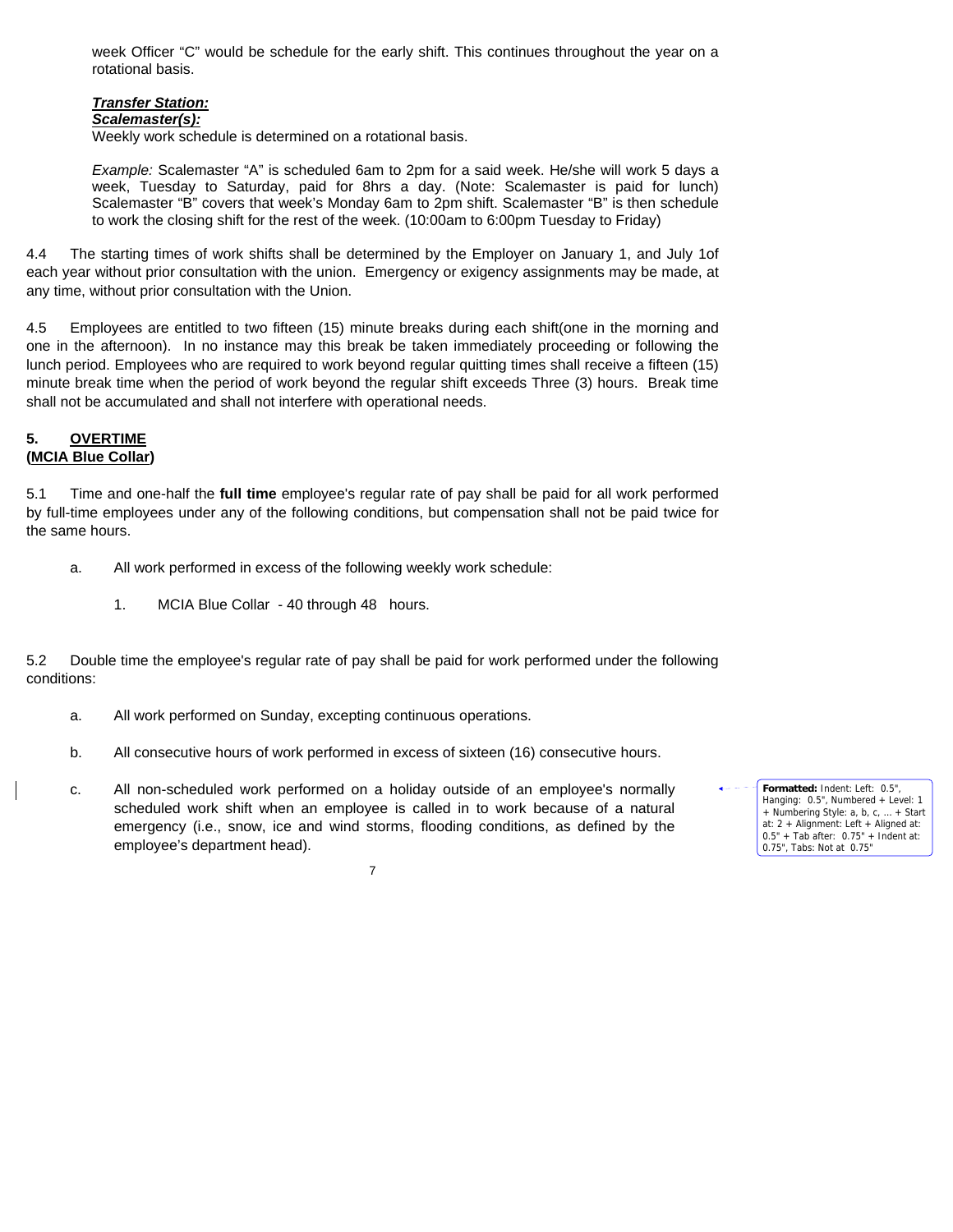week Officer "C" would be schedule for the early shift. This continues throughout the year on a rotational basis.

***Transfer Station:***
***Scalemaster(s):***
Weekly work schedule is determined on a rotational basis.

*Example:* Scalemaster "A" is scheduled 6am to 2pm for a said week. He/she will work 5 days a week, Tuesday to Saturday, paid for 8hrs a day. (Note: Scalemaster is paid for lunch) Scalemaster "B" covers that week's Monday 6am to 2pm shift. Scalemaster "B" is then schedule to work the closing shift for the rest of the week. (10:00am to 6:00pm Tuesday to Friday)

4.4 The starting times of work shifts shall be determined by the Employer on January 1, and July 1of each year without prior consultation with the union. Emergency or exigency assignments may be made, at any time, without prior consultation with the Union.

4.5 Employees are entitled to two fifteen (15) minute breaks during each shift(one in the morning and one in the afternoon). In no instance may this break be taken immediately proceeding or following the lunch period. Employees who are required to work beyond regular quitting times shall receive a fifteen (15) minute break time when the period of work beyond the regular shift exceeds Three (3) hours. Break time shall not be accumulated and shall not interfere with operational needs.

## 5. OVERTIME
**(MCIA Blue Collar)**

5.1 Time and one-half the **full time** employee's regular rate of pay shall be paid for all work performed by full-time employees under any of the following conditions, but compensation shall not be paid twice for the same hours.

a. All work performed in excess of the following weekly work schedule:

   1. MCIA Blue Collar - 40 through 48 hours.

5.2 Double time the employee's regular rate of pay shall be paid for work performed under the following conditions:

a. All work performed on Sunday, excepting continuous operations.

b. All consecutive hours of work performed in excess of sixteen (16) consecutive hours.

c. All non-scheduled work performed on a holiday outside of an employee's normally scheduled work shift when an employee is called in to work because of a natural emergency (i.e., snow, ice and wind storms, flooding conditions, as defined by the employee's department head).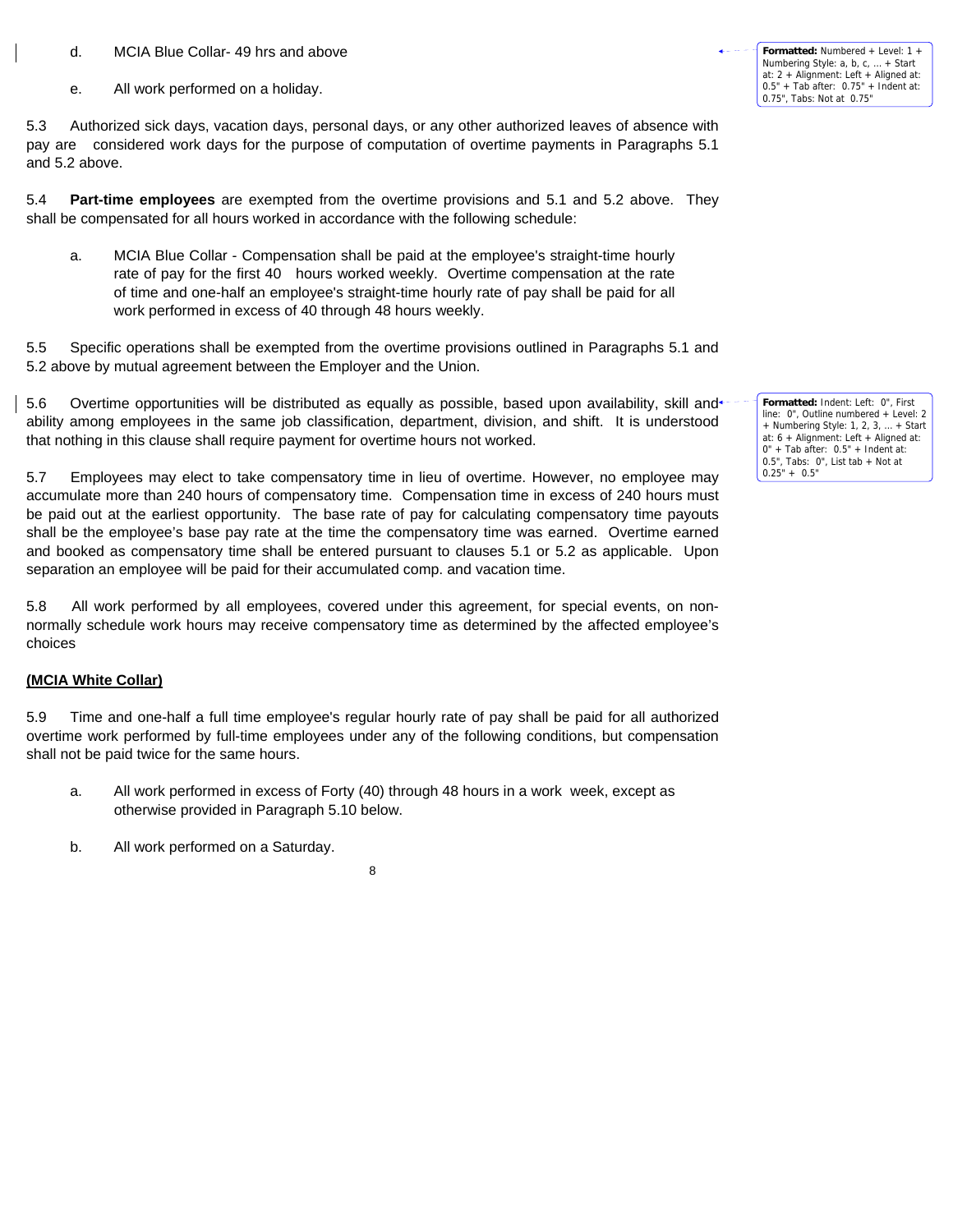d. MCIA Blue Collar- 49 hrs and above

e. All work performed on a holiday.

5.3 Authorized sick days, vacation days, personal days, or any other authorized leaves of absence with pay are considered work days for the purpose of computation of overtime payments in Paragraphs 5.1 and 5.2 above.

5.4 **Part-time employees** are exempted from the overtime provisions and 5.1 and 5.2 above. They shall be compensated for all hours worked in accordance with the following schedule:

a. MCIA Blue Collar - Compensation shall be paid at the employee's straight-time hourly rate of pay for the first 40 hours worked weekly. Overtime compensation at the rate of time and one-half an employee's straight-time hourly rate of pay shall be paid for all work performed in excess of 40 through 48 hours weekly.

5.5 Specific operations shall be exempted from the overtime provisions outlined in Paragraphs 5.1 and 5.2 above by mutual agreement between the Employer and the Union.

5.6 Overtime opportunities will be distributed as equally as possible, based upon availability, skill and ability among employees in the same job classification, department, division, and shift. It is understood that nothing in this clause shall require payment for overtime hours not worked.

5.7 Employees may elect to take compensatory time in lieu of overtime. However, no employee may accumulate more than 240 hours of compensatory time. Compensation time in excess of 240 hours must be paid out at the earliest opportunity. The base rate of pay for calculating compensatory time payouts shall be the employee's base pay rate at the time the compensatory time was earned. Overtime earned and booked as compensatory time shall be entered pursuant to clauses 5.1 or 5.2 as applicable. Upon separation an employee will be paid for their accumulated comp. and vacation time.

5.8 All work performed by all employees, covered under this agreement, for special events, on non-normally schedule work hours may receive compensatory time as determined by the affected employee's choices

**(MCIA White Collar)**

5.9 Time and one-half a full time employee's regular hourly rate of pay shall be paid for all authorized overtime work performed by full-time employees under any of the following conditions, but compensation shall not be paid twice for the same hours.

a. All work performed in excess of Forty (40) through 48 hours in a work week, except as otherwise provided in Paragraph 5.10 below.

b. All work performed on a Saturday.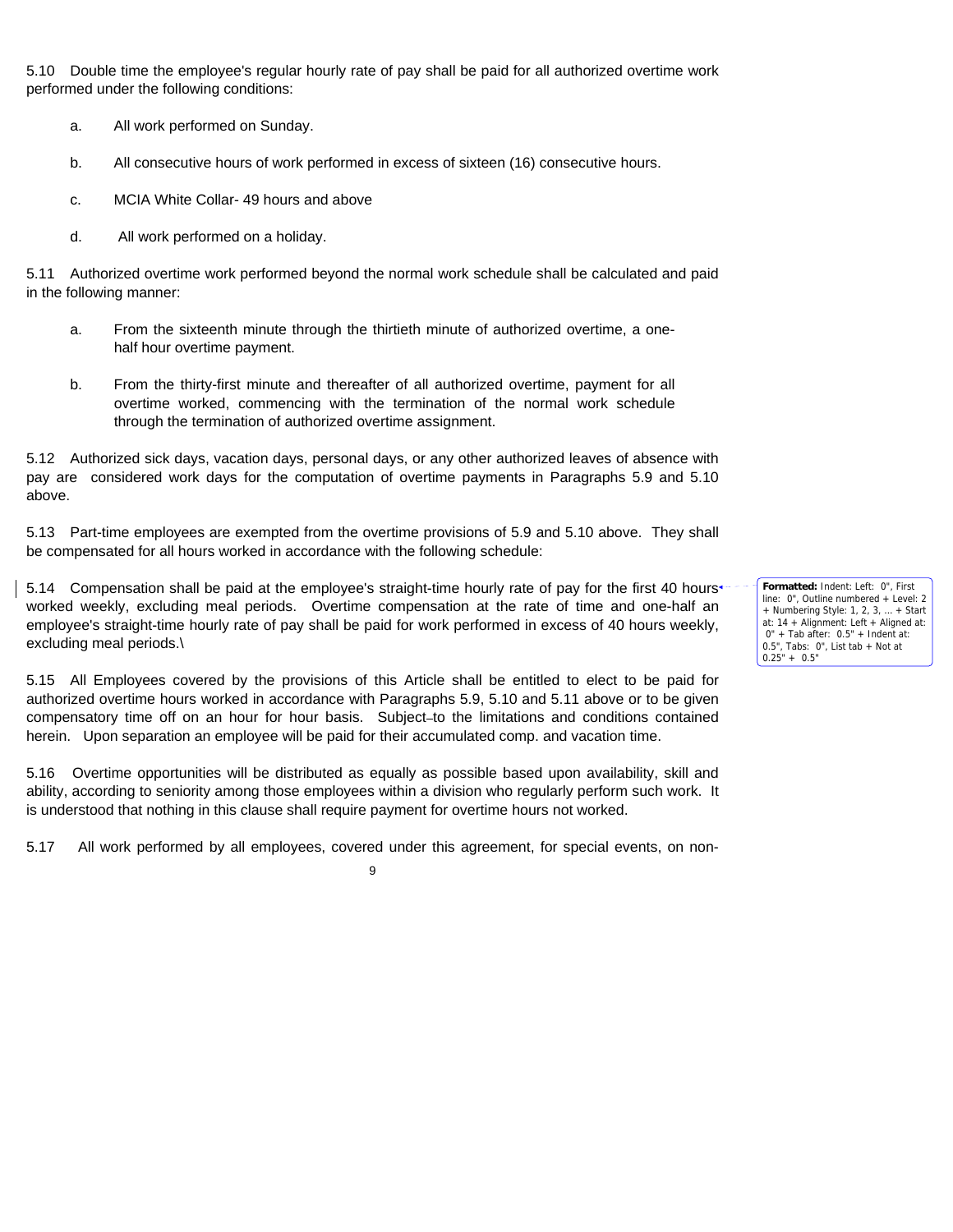5.10 Double time the employee's regular hourly rate of pay shall be paid for all authorized overtime work performed under the following conditions:

a. All work performed on Sunday.

b. All consecutive hours of work performed in excess of sixteen (16) consecutive hours.

c. MCIA White Collar- 49 hours and above

d. All work performed on a holiday.

5.11 Authorized overtime work performed beyond the normal work schedule shall be calculated and paid in the following manner:

a. From the sixteenth minute through the thirtieth minute of authorized overtime, a one-half hour overtime payment.

b. From the thirty-first minute and thereafter of all authorized overtime, payment for all overtime worked, commencing with the termination of the normal work schedule through the termination of authorized overtime assignment.

5.12 Authorized sick days, vacation days, personal days, or any other authorized leaves of absence with pay are considered work days for the computation of overtime payments in Paragraphs 5.9 and 5.10 above.

5.13 Part-time employees are exempted from the overtime provisions of 5.9 and 5.10 above. They shall be compensated for all hours worked in accordance with the following schedule:

5.14 Compensation shall be paid at the employee's straight-time hourly rate of pay for the first 40 hours worked weekly, excluding meal periods. Overtime compensation at the rate of time and one-half an employee's straight-time hourly rate of pay shall be paid for work performed in excess of 40 hours weekly, excluding meal periods.\

5.15 All Employees covered by the provisions of this Article shall be entitled to elect to be paid for authorized overtime hours worked in accordance with Paragraphs 5.9, 5.10 and 5.11 above or to be given compensatory time off on an hour for hour basis. Subject to the limitations and conditions contained herein. Upon separation an employee will be paid for their accumulated comp. and vacation time.

5.16 Overtime opportunities will be distributed as equally as possible based upon availability, skill and ability, according to seniority among those employees within a division who regularly perform such work. It is understood that nothing in this clause shall require payment for overtime hours not worked.

5.17 All work performed by all employees, covered under this agreement, for special events, on non-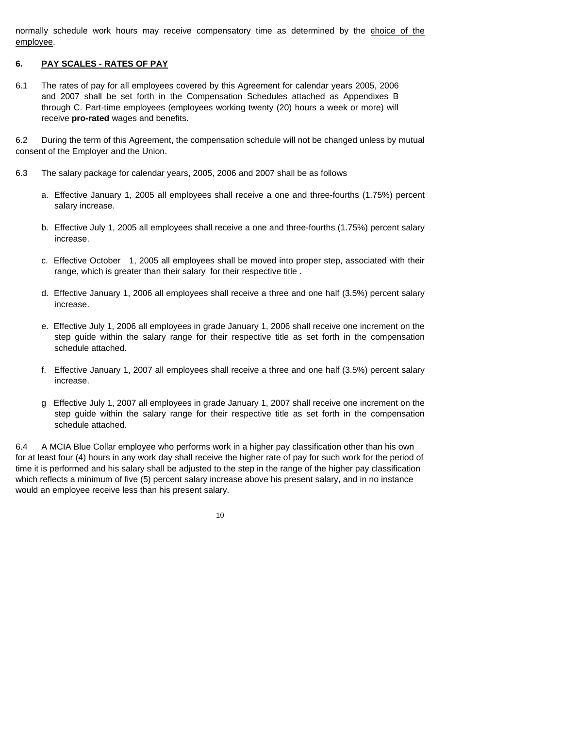normally schedule work hours may receive compensatory time as determined by the choice of the employee.

### 6. PAY SCALES - RATES OF PAY

6.1 The rates of pay for all employees covered by this Agreement for calendar years 2005, 2006 and 2007 shall be set forth in the Compensation Schedules attached as Appendixes B through C. Part-time employees (employees working twenty (20) hours a week or more) will receive **pro-rated** wages and benefits.

6.2 During the term of this Agreement, the compensation schedule will not be changed unless by mutual consent of the Employer and the Union.

6.3 The salary package for calendar years, 2005, 2006 and 2007 shall be as follows

a. Effective January 1, 2005 all employees shall receive a one and three-fourths (1.75%) percent salary increase.

b. Effective July 1, 2005 all employees shall receive a one and three-fourths (1.75%) percent salary increase.

c. Effective October 1, 2005 all employees shall be moved into proper step, associated with their range, which is greater than their salary for their respective title .

d. Effective January 1, 2006 all employees shall receive a three and one half (3.5%) percent salary increase.

e. Effective July 1, 2006 all employees in grade January 1, 2006 shall receive one increment on the step guide within the salary range for their respective title as set forth in the compensation schedule attached.

f. Effective January 1, 2007 all employees shall receive a three and one half (3.5%) percent salary increase.

g Effective July 1, 2007 all employees in grade January 1, 2007 shall receive one increment on the step guide within the salary range for their respective title as set forth in the compensation schedule attached.

6.4 A MCIA Blue Collar employee who performs work in a higher pay classification other than his own for at least four (4) hours in any work day shall receive the higher rate of pay for such work for the period of time it is performed and his salary shall be adjusted to the step in the range of the higher pay classification which reflects a minimum of five (5) percent salary increase above his present salary, and in no instance would an employee receive less than his present salary.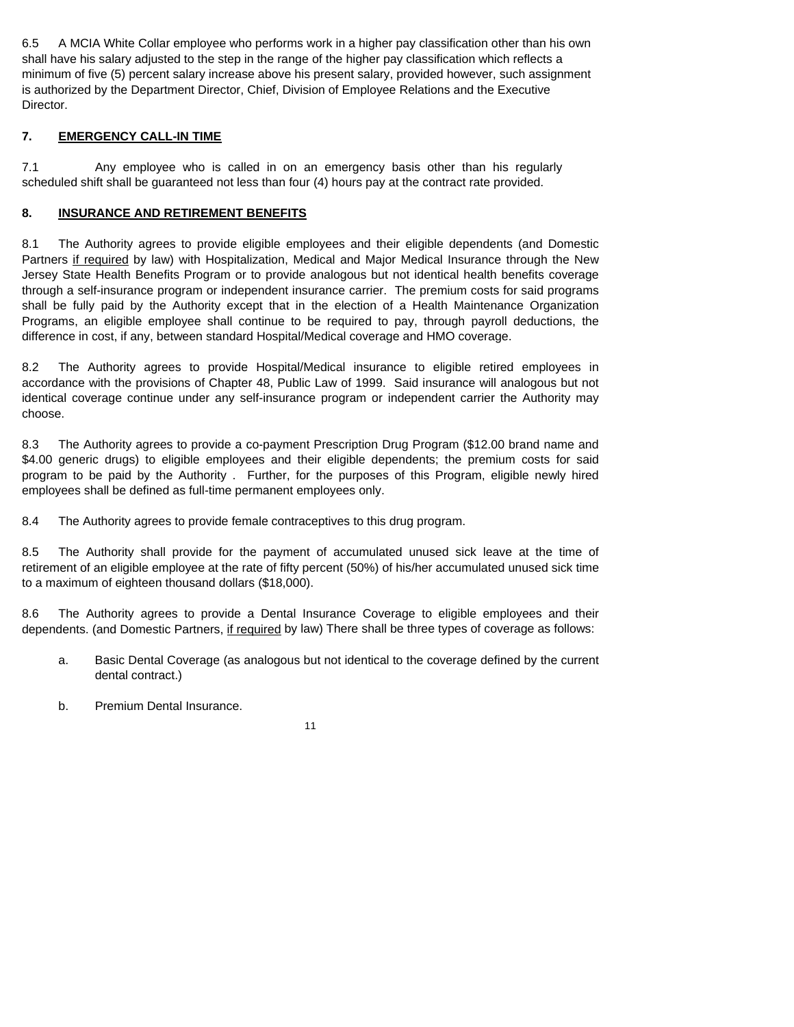6.5 A MCIA White Collar employee who performs work in a higher pay classification other than his own shall have his salary adjusted to the step in the range of the higher pay classification which reflects a minimum of five (5) percent salary increase above his present salary, provided however, such assignment is authorized by the Department Director, Chief, Division of Employee Relations and the Executive Director.

## 7. EMERGENCY CALL-IN TIME

7.1 Any employee who is called in on an emergency basis other than his regularly scheduled shift shall be guaranteed not less than four (4) hours pay at the contract rate provided.

## 8. INSURANCE AND RETIREMENT BENEFITS

8.1 The Authority agrees to provide eligible employees and their eligible dependents (and Domestic Partners if required by law) with Hospitalization, Medical and Major Medical Insurance through the New Jersey State Health Benefits Program or to provide analogous but not identical health benefits coverage through a self-insurance program or independent insurance carrier. The premium costs for said programs shall be fully paid by the Authority except that in the election of a Health Maintenance Organization Programs, an eligible employee shall continue to be required to pay, through payroll deductions, the difference in cost, if any, between standard Hospital/Medical coverage and HMO coverage.

8.2 The Authority agrees to provide Hospital/Medical insurance to eligible retired employees in accordance with the provisions of Chapter 48, Public Law of 1999. Said insurance will analogous but not identical coverage continue under any self-insurance program or independent carrier the Authority may choose.

8.3 The Authority agrees to provide a co-payment Prescription Drug Program ($12.00 brand name and $4.00 generic drugs) to eligible employees and their eligible dependents; the premium costs for said program to be paid by the Authority . Further, for the purposes of this Program, eligible newly hired employees shall be defined as full-time permanent employees only.

8.4 The Authority agrees to provide female contraceptives to this drug program.

8.5 The Authority shall provide for the payment of accumulated unused sick leave at the time of retirement of an eligible employee at the rate of fifty percent (50%) of his/her accumulated unused sick time to a maximum of eighteen thousand dollars ($18,000).

8.6 The Authority agrees to provide a Dental Insurance Coverage to eligible employees and their dependents. (and Domestic Partners, if required by law) There shall be three types of coverage as follows:

a. Basic Dental Coverage (as analogous but not identical to the coverage defined by the current dental contract.)

b. Premium Dental Insurance.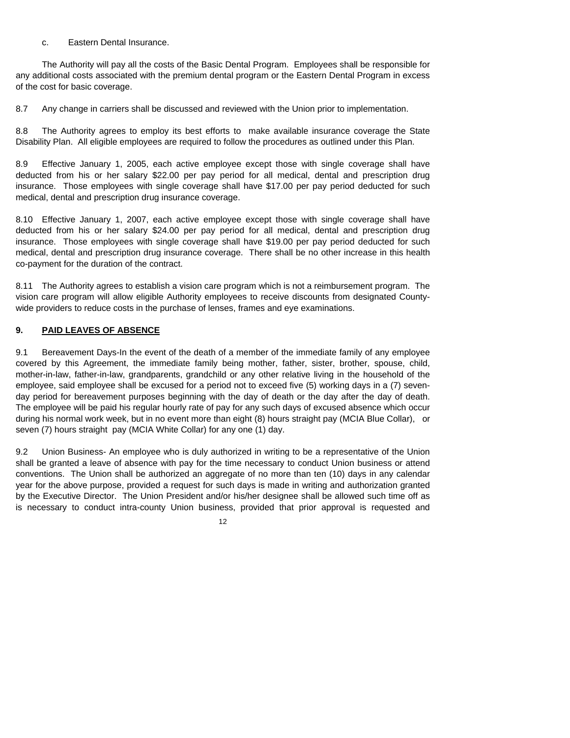c. Eastern Dental Insurance.

The Authority will pay all the costs of the Basic Dental Program. Employees shall be responsible for any additional costs associated with the premium dental program or the Eastern Dental Program in excess of the cost for basic coverage.

8.7 Any change in carriers shall be discussed and reviewed with the Union prior to implementation.

8.8 The Authority agrees to employ its best efforts to make available insurance coverage the State Disability Plan. All eligible employees are required to follow the procedures as outlined under this Plan.

8.9 Effective January 1, 2005, each active employee except those with single coverage shall have deducted from his or her salary $22.00 per pay period for all medical, dental and prescription drug insurance. Those employees with single coverage shall have $17.00 per pay period deducted for such medical, dental and prescription drug insurance coverage.

8.10 Effective January 1, 2007, each active employee except those with single coverage shall have deducted from his or her salary $24.00 per pay period for all medical, dental and prescription drug insurance. Those employees with single coverage shall have $19.00 per pay period deducted for such medical, dental and prescription drug insurance coverage. There shall be no other increase in this health co-payment for the duration of the contract.

8.11 The Authority agrees to establish a vision care program which is not a reimbursement program. The vision care program will allow eligible Authority employees to receive discounts from designated County-wide providers to reduce costs in the purchase of lenses, frames and eye examinations.

## 9. PAID LEAVES OF ABSENCE

9.1 Bereavement Days-In the event of the death of a member of the immediate family of any employee covered by this Agreement, the immediate family being mother, father, sister, brother, spouse, child, mother-in-law, father-in-law, grandparents, grandchild or any other relative living in the household of the employee, said employee shall be excused for a period not to exceed five (5) working days in a (7) seven-day period for bereavement purposes beginning with the day of death or the day after the day of death. The employee will be paid his regular hourly rate of pay for any such days of excused absence which occur during his normal work week, but in no event more than eight (8) hours straight pay (MCIA Blue Collar), or seven (7) hours straight pay (MCIA White Collar) for any one (1) day.

9.2 Union Business- An employee who is duly authorized in writing to be a representative of the Union shall be granted a leave of absence with pay for the time necessary to conduct Union business or attend conventions. The Union shall be authorized an aggregate of no more than ten (10) days in any calendar year for the above purpose, provided a request for such days is made in writing and authorization granted by the Executive Director. The Union President and/or his/her designee shall be allowed such time off as is necessary to conduct intra-county Union business, provided that prior approval is requested and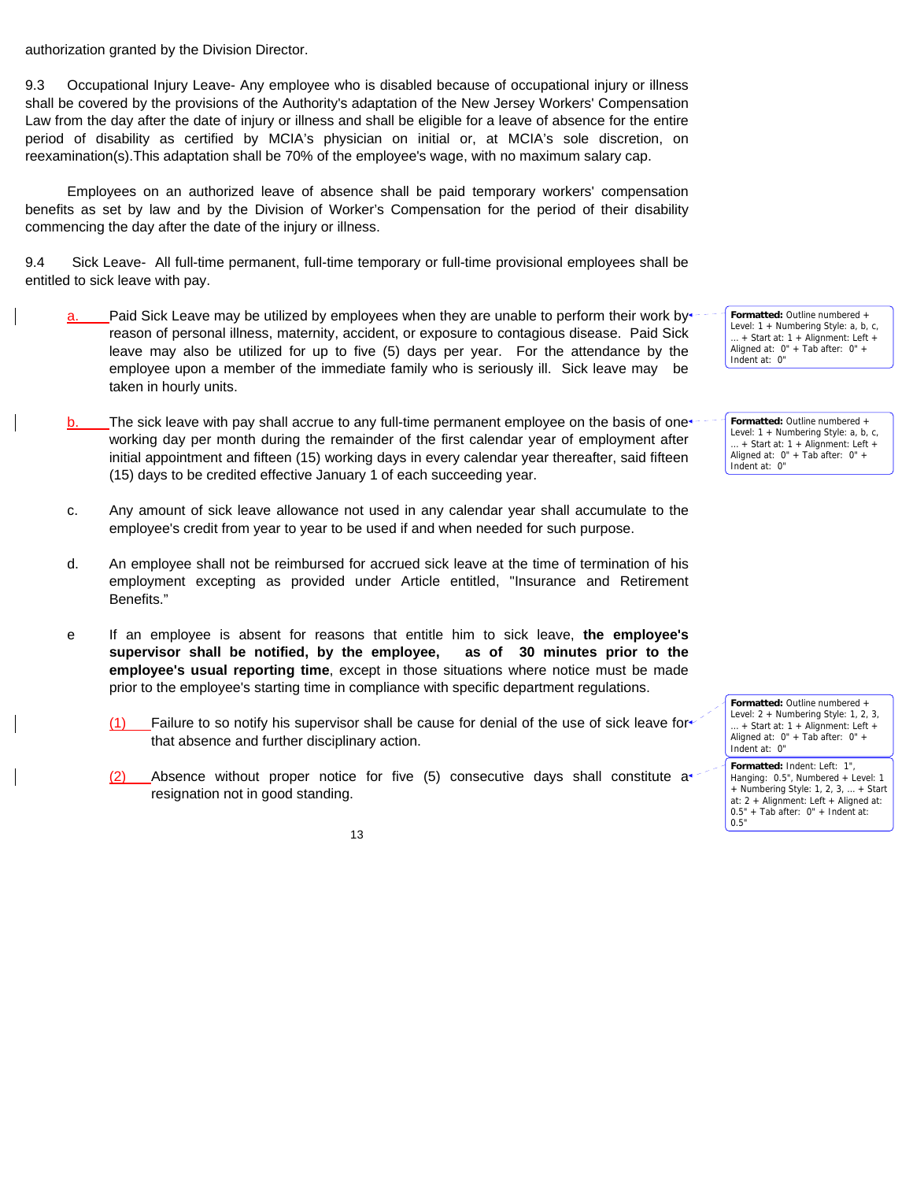authorization granted by the Division Director.

9.3 Occupational Injury Leave- Any employee who is disabled because of occupational injury or illness shall be covered by the provisions of the Authority's adaptation of the New Jersey Workers' Compensation Law from the day after the date of injury or illness and shall be eligible for a leave of absence for the entire period of disability as certified by MCIA's physician on initial or, at MCIA's sole discretion, on reexamination(s).This adaptation shall be 70% of the employee's wage, with no maximum salary cap.

Employees on an authorized leave of absence shall be paid temporary workers' compensation benefits as set by law and by the Division of Worker's Compensation for the period of their disability commencing the day after the date of the injury or illness.

9.4 Sick Leave- All full-time permanent, full-time temporary or full-time provisional employees shall be entitled to sick leave with pay.

a. Paid Sick Leave may be utilized by employees when they are unable to perform their work by reason of personal illness, maternity, accident, or exposure to contagious disease. Paid Sick leave may also be utilized for up to five (5) days per year. For the attendance by the employee upon a member of the immediate family who is seriously ill. Sick leave may be taken in hourly units.

b. The sick leave with pay shall accrue to any full-time permanent employee on the basis of one working day per month during the remainder of the first calendar year of employment after initial appointment and fifteen (15) working days in every calendar year thereafter, said fifteen (15) days to be credited effective January 1 of each succeeding year.

c. Any amount of sick leave allowance not used in any calendar year shall accumulate to the employee's credit from year to year to be used if and when needed for such purpose.

d. An employee shall not be reimbursed for accrued sick leave at the time of termination of his employment excepting as provided under Article entitled, "Insurance and Retirement Benefits."

e If an employee is absent for reasons that entitle him to sick leave, **the employee's supervisor shall be notified, by the employee, as of 30 minutes prior to the employee's usual reporting time**, except in those situations where notice must be made prior to the employee's starting time in compliance with specific department regulations.

(1) Failure to so notify his supervisor shall be cause for denial of the use of sick leave for that absence and further disciplinary action.

(2) Absence without proper notice for five (5) consecutive days shall constitute a resignation not in good standing.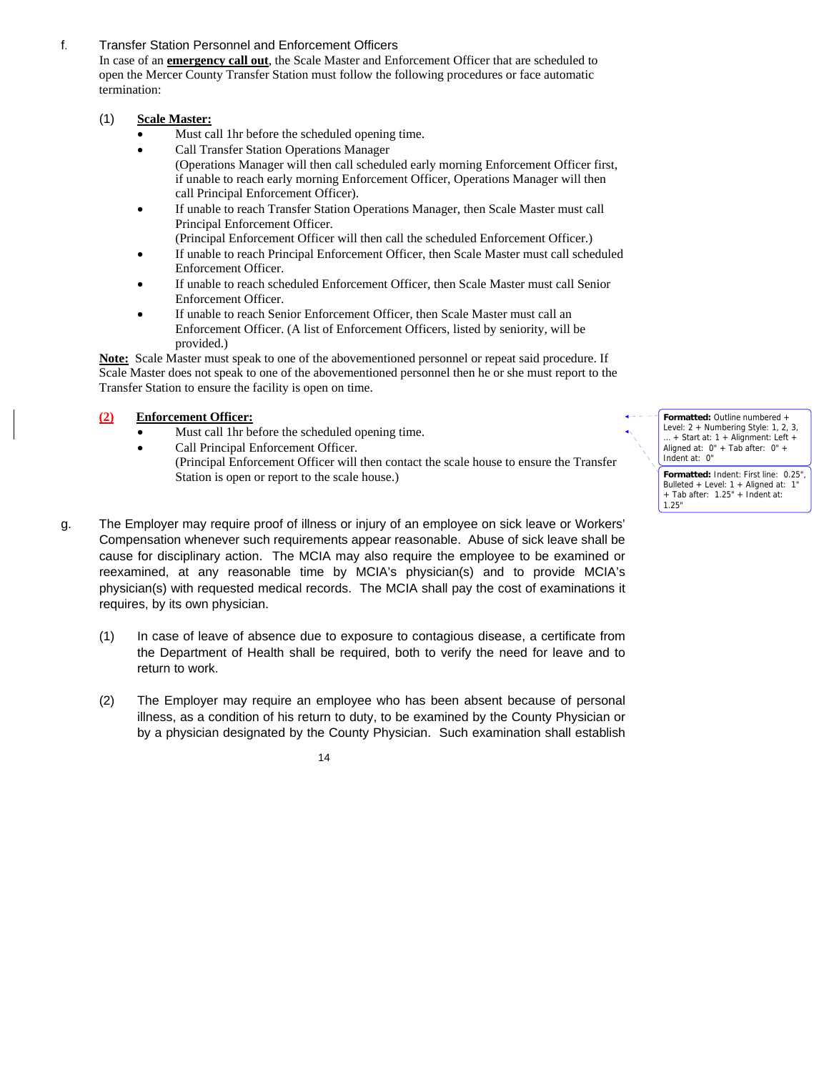f. Transfer Station Personnel and Enforcement Officers

In case of an **emergency call out**, the Scale Master and Enforcement Officer that are scheduled to open the Mercer County Transfer Station must follow the following procedures or face automatic termination:

(1) **Scale Master:**

- Must call 1hr before the scheduled opening time.
- Call Transfer Station Operations Manager
  (Operations Manager will then call scheduled early morning Enforcement Officer first, if unable to reach early morning Enforcement Officer, Operations Manager will then call Principal Enforcement Officer).
- If unable to reach Transfer Station Operations Manager, then Scale Master must call Principal Enforcement Officer.
  (Principal Enforcement Officer will then call the scheduled Enforcement Officer.)
- If unable to reach Principal Enforcement Officer, then Scale Master must call scheduled Enforcement Officer.
- If unable to reach scheduled Enforcement Officer, then Scale Master must call Senior Enforcement Officer.
- If unable to reach Senior Enforcement Officer, then Scale Master must call an Enforcement Officer. (A list of Enforcement Officers, listed by seniority, will be provided.)

**Note:** Scale Master must speak to one of the abovementioned personnel or repeat said procedure. If Scale Master does not speak to one of the abovementioned personnel then he or she must report to the Transfer Station to ensure the facility is open on time.

(2) **Enforcement Officer:**

- Must call 1hr before the scheduled opening time.
- Call Principal Enforcement Officer.
  (Principal Enforcement Officer will then contact the scale house to ensure the Transfer Station is open or report to the scale house.)

g. The Employer may require proof of illness or injury of an employee on sick leave or Workers' Compensation whenever such requirements appear reasonable. Abuse of sick leave shall be cause for disciplinary action. The MCIA may also require the employee to be examined or reexamined, at any reasonable time by MCIA's physician(s) and to provide MCIA's physician(s) with requested medical records. The MCIA shall pay the cost of examinations it requires, by its own physician.

(1) In case of leave of absence due to exposure to contagious disease, a certificate from the Department of Health shall be required, both to verify the need for leave and to return to work.

(2) The Employer may require an employee who has been absent because of personal illness, as a condition of his return to duty, to be examined by the County Physician or by a physician designated by the County Physician. Such examination shall establish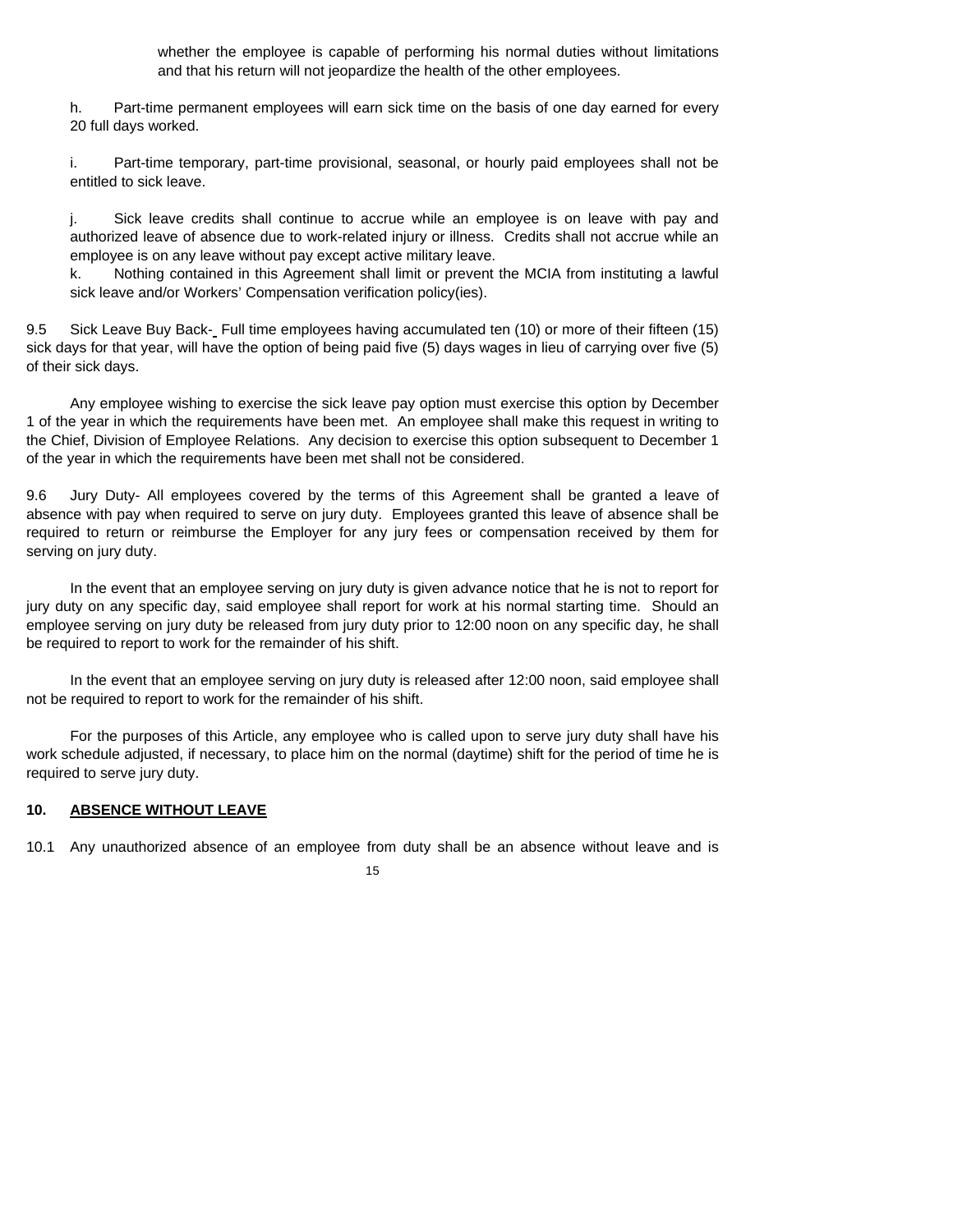whether the employee is capable of performing his normal duties without limitations and that his return will not jeopardize the health of the other employees.

h. Part-time permanent employees will earn sick time on the basis of one day earned for every 20 full days worked.

i. Part-time temporary, part-time provisional, seasonal, or hourly paid employees shall not be entitled to sick leave.

j. Sick leave credits shall continue to accrue while an employee is on leave with pay and authorized leave of absence due to work-related injury or illness. Credits shall not accrue while an employee is on any leave without pay except active military leave.

k. Nothing contained in this Agreement shall limit or prevent the MCIA from instituting a lawful sick leave and/or Workers' Compensation verification policy(ies).

9.5 Sick Leave Buy Back- Full time employees having accumulated ten (10) or more of their fifteen (15) sick days for that year, will have the option of being paid five (5) days wages in lieu of carrying over five (5) of their sick days.

Any employee wishing to exercise the sick leave pay option must exercise this option by December 1 of the year in which the requirements have been met. An employee shall make this request in writing to the Chief, Division of Employee Relations. Any decision to exercise this option subsequent to December 1 of the year in which the requirements have been met shall not be considered.

9.6 Jury Duty- All employees covered by the terms of this Agreement shall be granted a leave of absence with pay when required to serve on jury duty. Employees granted this leave of absence shall be required to return or reimburse the Employer for any jury fees or compensation received by them for serving on jury duty.

In the event that an employee serving on jury duty is given advance notice that he is not to report for jury duty on any specific day, said employee shall report for work at his normal starting time. Should an employee serving on jury duty be released from jury duty prior to 12:00 noon on any specific day, he shall be required to report to work for the remainder of his shift.

In the event that an employee serving on jury duty is released after 12:00 noon, said employee shall not be required to report to work for the remainder of his shift.

For the purposes of this Article, any employee who is called upon to serve jury duty shall have his work schedule adjusted, if necessary, to place him on the normal (daytime) shift for the period of time he is required to serve jury duty.

## 10. ABSENCE WITHOUT LEAVE

10.1 Any unauthorized absence of an employee from duty shall be an absence without leave and is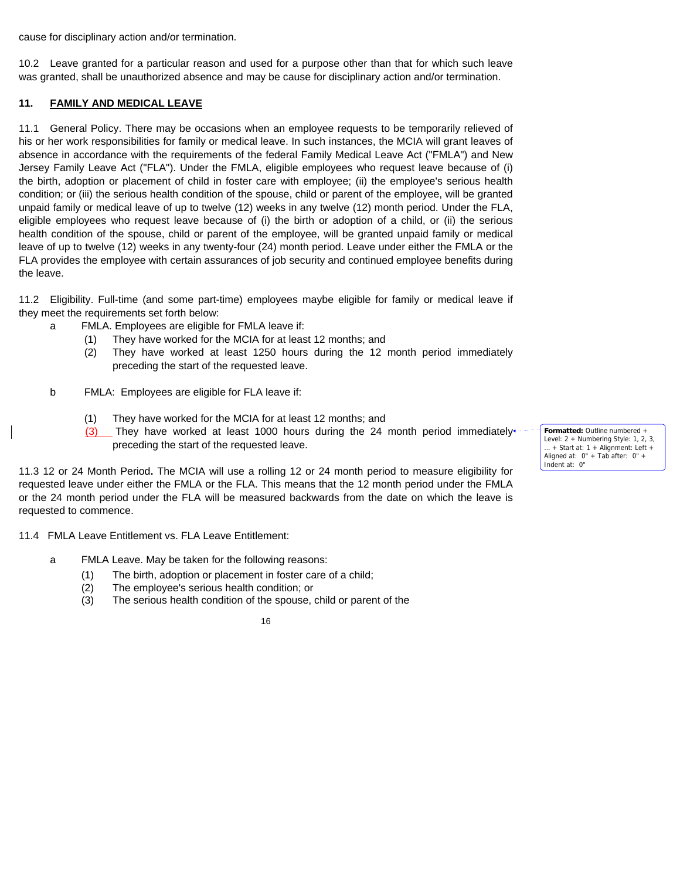cause for disciplinary action and/or termination.

10.2 Leave granted for a particular reason and used for a purpose other than that for which such leave was granted, shall be unauthorized absence and may be cause for disciplinary action and/or termination.

**11. FAMILY AND MEDICAL LEAVE**

11.1 General Policy. There may be occasions when an employee requests to be temporarily relieved of his or her work responsibilities for family or medical leave. In such instances, the MCIA will grant leaves of absence in accordance with the requirements of the federal Family Medical Leave Act ("FMLA") and New Jersey Family Leave Act ("FLA"). Under the FMLA, eligible employees who request leave because of (i) the birth, adoption or placement of child in foster care with employee; (ii) the employee's serious health condition; or (iii) the serious health condition of the spouse, child or parent of the employee, will be granted unpaid family or medical leave of up to twelve (12) weeks in any twelve (12) month period. Under the FLA, eligible employees who request leave because of (i) the birth or adoption of a child, or (ii) the serious health condition of the spouse, child or parent of the employee, will be granted unpaid family or medical leave of up to twelve (12) weeks in any twenty-four (24) month period. Leave under either the FMLA or the FLA provides the employee with certain assurances of job security and continued employee benefits during the leave.

11.2 Eligibility. Full-time (and some part-time) employees maybe eligible for family or medical leave if they meet the requirements set forth below:

a FMLA. Employees are eligible for FMLA leave if:

(1) They have worked for the MCIA for at least 12 months; and
(2) They have worked at least 1250 hours during the 12 month period immediately preceding the start of the requested leave.

b FMLA: Employees are eligible for FLA leave if:

(1) They have worked for the MCIA for at least 12 months; and
(3) They have worked at least 1000 hours during the 24 month period immediately preceding the start of the requested leave.

11.3 12 or 24 Month Period**.** The MCIA will use a rolling 12 or 24 month period to measure eligibility for requested leave under either the FMLA or the FLA. This means that the 12 month period under the FMLA or the 24 month period under the FLA will be measured backwards from the date on which the leave is requested to commence.

11.4 FMLA Leave Entitlement vs. FLA Leave Entitlement:

a FMLA Leave. May be taken for the following reasons:

(1) The birth, adoption or placement in foster care of a child;
(2) The employee's serious health condition; or
(3) The serious health condition of the spouse, child or parent of the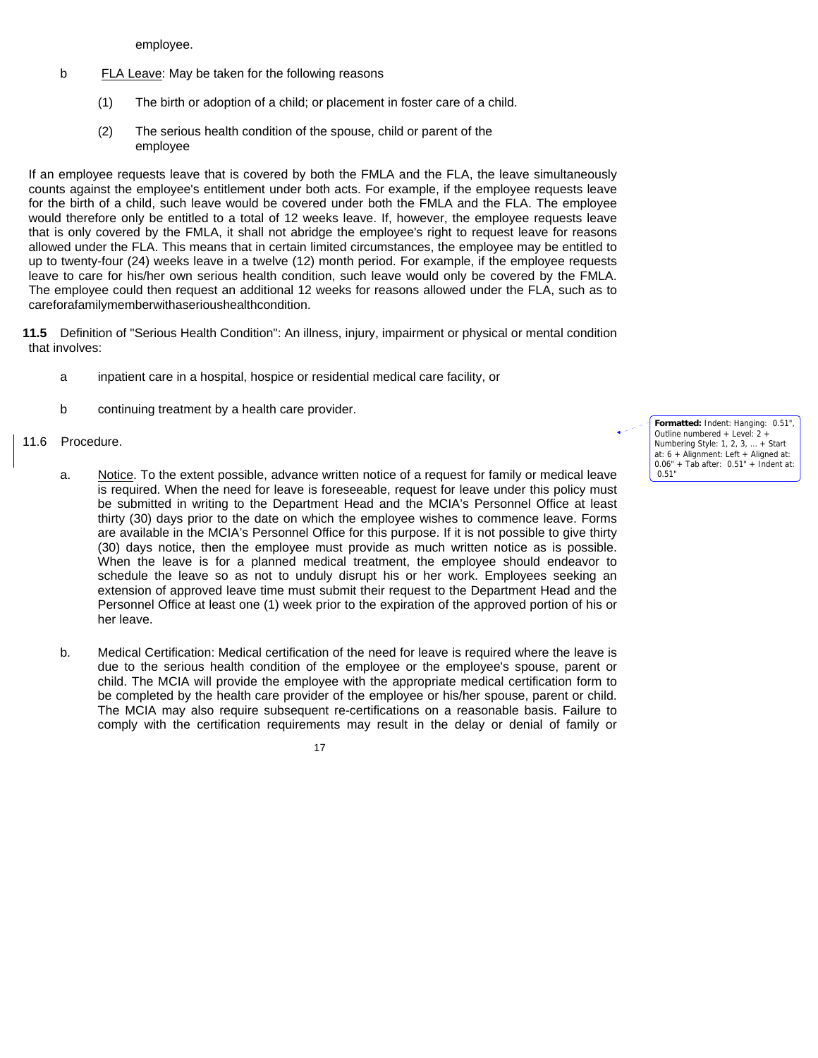employee.

b FLA Leave: May be taken for the following reasons

(1) The birth or adoption of a child; or placement in foster care of a child.

(2) The serious health condition of the spouse, child or parent of the employee

If an employee requests leave that is covered by both the FMLA and the FLA, the leave simultaneously counts against the employee's entitlement under both acts. For example, if the employee requests leave for the birth of a child, such leave would be covered under both the FMLA and the FLA. The employee would therefore only be entitled to a total of 12 weeks leave. If, however, the employee requests leave that is only covered by the FMLA, it shall not abridge the employee's right to request leave for reasons allowed under the FLA. This means that in certain limited circumstances, the employee may be entitled to up to twenty-four (24) weeks leave in a twelve (12) month period. For example, if the employee requests leave to care for his/her own serious health condition, such leave would only be covered by the FMLA. The employee could then request an additional 12 weeks for reasons allowed under the FLA, such as to careforafamilymemberwithaserioushealthcondition.

**11.5** Definition of "Serious Health Condition": An illness, injury, impairment or physical or mental condition that involves:

a inpatient care in a hospital, hospice or residential medical care facility, or

b continuing treatment by a health care provider.

11.6 Procedure.

a. Notice. To the extent possible, advance written notice of a request for family or medical leave is required. When the need for leave is foreseeable, request for leave under this policy must be submitted in writing to the Department Head and the MCIA's Personnel Office at least thirty (30) days prior to the date on which the employee wishes to commence leave. Forms are available in the MCIA's Personnel Office for this purpose. If it is not possible to give thirty (30) days notice, then the employee must provide as much written notice as is possible. When the leave is for a planned medical treatment, the employee should endeavor to schedule the leave so as not to unduly disrupt his or her work. Employees seeking an extension of approved leave time must submit their request to the Department Head and the Personnel Office at least one (1) week prior to the expiration of the approved portion of his or her leave.

b. Medical Certification: Medical certification of the need for leave is required where the leave is due to the serious health condition of the employee or the employee's spouse, parent or child. The MCIA will provide the employee with the appropriate medical certification form to be completed by the health care provider of the employee or his/her spouse, parent or child. The MCIA may also require subsequent re-certifications on a reasonable basis. Failure to comply with the certification requirements may result in the delay or denial of family or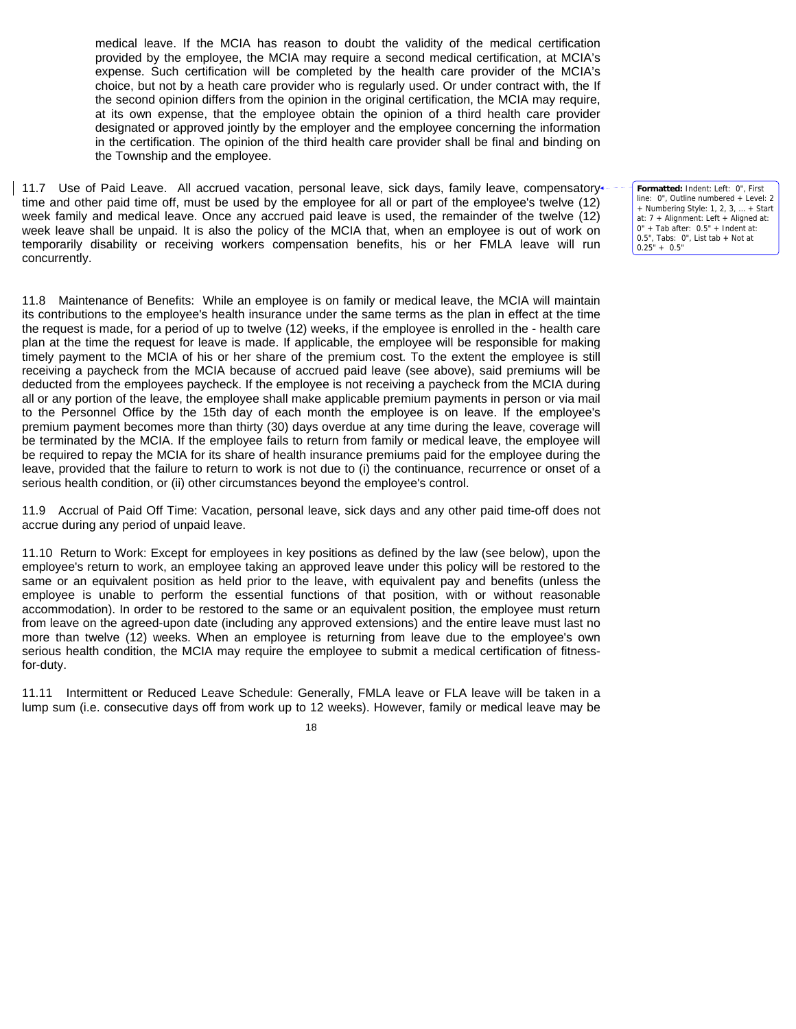medical leave. If the MCIA has reason to doubt the validity of the medical certification provided by the employee, the MCIA may require a second medical certification, at MCIA's expense. Such certification will be completed by the health care provider of the MCIA's choice, but not by a heath care provider who is regularly used. Or under contract with, the If the second opinion differs from the opinion in the original certification, the MCIA may require, at its own expense, that the employee obtain the opinion of a third health care provider designated or approved jointly by the employer and the employee concerning the information in the certification. The opinion of the third health care provider shall be final and binding on the Township and the employee.

11.7 Use of Paid Leave. All accrued vacation, personal leave, sick days, family leave, compensatory time and other paid time off, must be used by the employee for all or part of the employee's twelve (12) week family and medical leave. Once any accrued paid leave is used, the remainder of the twelve (12) week leave shall be unpaid. It is also the policy of the MCIA that, when an employee is out of work on temporarily disability or receiving workers compensation benefits, his or her FMLA leave will run concurrently.

11.8 Maintenance of Benefits: While an employee is on family or medical leave, the MCIA will maintain its contributions to the employee's health insurance under the same terms as the plan in effect at the time the request is made, for a period of up to twelve (12) weeks, if the employee is enrolled in the - health care plan at the time the request for leave is made. If applicable, the employee will be responsible for making timely payment to the MCIA of his or her share of the premium cost. To the extent the employee is still receiving a paycheck from the MCIA because of accrued paid leave (see above), said premiums will be deducted from the employees paycheck. If the employee is not receiving a paycheck from the MCIA during all or any portion of the leave, the employee shall make applicable premium payments in person or via mail to the Personnel Office by the 15th day of each month the employee is on leave. If the employee's premium payment becomes more than thirty (30) days overdue at any time during the leave, coverage will be terminated by the MCIA. If the employee fails to return from family or medical leave, the employee will be required to repay the MCIA for its share of health insurance premiums paid for the employee during the leave, provided that the failure to return to work is not due to (i) the continuance, recurrence or onset of a serious health condition, or (ii) other circumstances beyond the employee's control.

11.9 Accrual of Paid Off Time: Vacation, personal leave, sick days and any other paid time-off does not accrue during any period of unpaid leave.

11.10 Return to Work: Except for employees in key positions as defined by the law (see below), upon the employee's return to work, an employee taking an approved leave under this policy will be restored to the same or an equivalent position as held prior to the leave, with equivalent pay and benefits (unless the employee is unable to perform the essential functions of that position, with or without reasonable accommodation). In order to be restored to the same or an equivalent position, the employee must return from leave on the agreed-upon date (including any approved extensions) and the entire leave must last no more than twelve (12) weeks. When an employee is returning from leave due to the employee's own serious health condition, the MCIA may require the employee to submit a medical certification of fitness-for-duty.

11.11 Intermittent or Reduced Leave Schedule: Generally, FMLA leave or FLA leave will be taken in a lump sum (i.e. consecutive days off from work up to 12 weeks). However, family or medical leave may be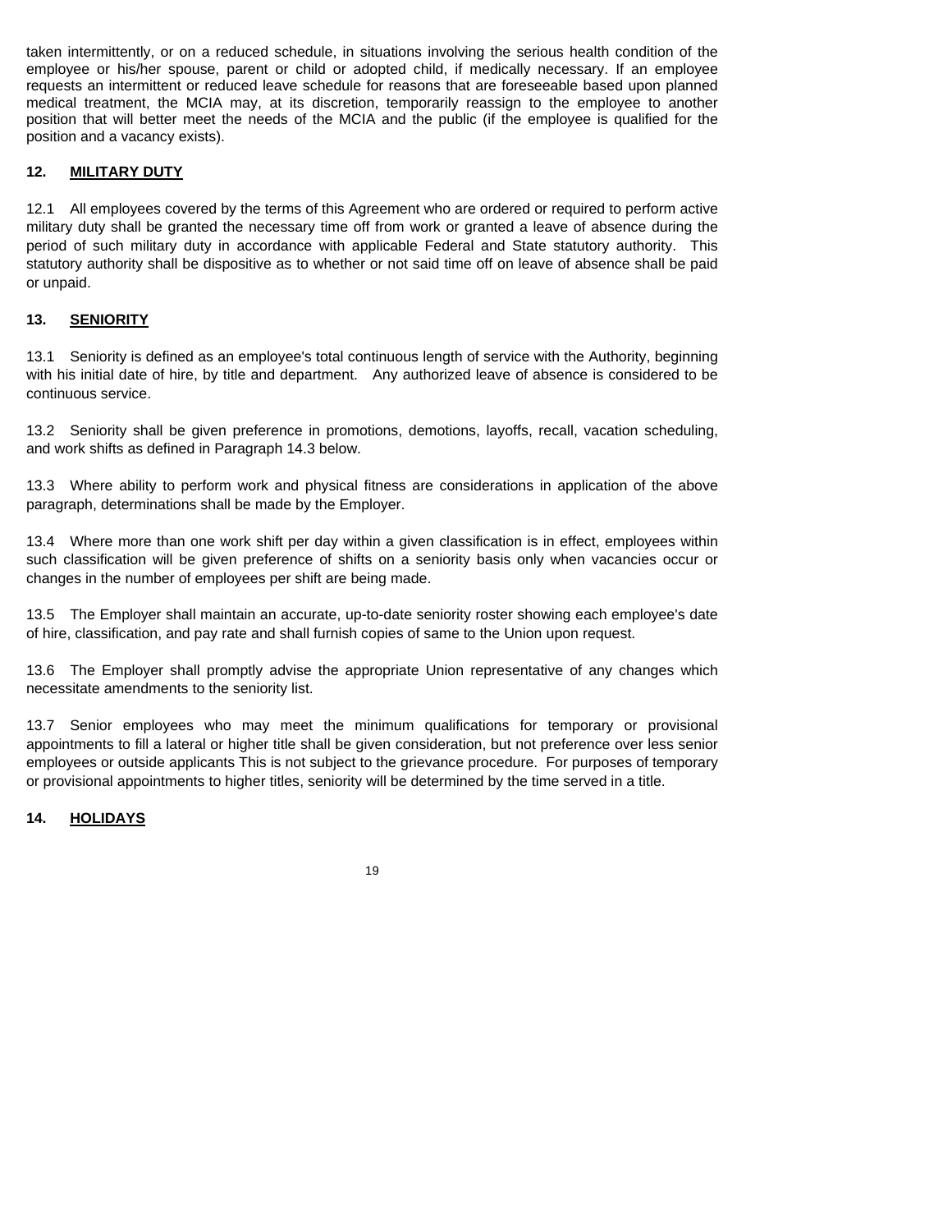taken intermittently, or on a reduced schedule, in situations involving the serious health condition of the employee or his/her spouse, parent or child or adopted child, if medically necessary. If an employee requests an intermittent or reduced leave schedule for reasons that are foreseeable based upon planned medical treatment, the MCIA may, at its discretion, temporarily reassign to the employee to another position that will better meet the needs of the MCIA and the public (if the employee is qualified for the position and a vacancy exists).

## 12. **MILITARY DUTY**

12.1 All employees covered by the terms of this Agreement who are ordered or required to perform active military duty shall be granted the necessary time off from work or granted a leave of absence during the period of such military duty in accordance with applicable Federal and State statutory authority. This statutory authority shall be dispositive as to whether or not said time off on leave of absence shall be paid or unpaid.

## 13. **SENIORITY**

13.1 Seniority is defined as an employee's total continuous length of service with the Authority, beginning with his initial date of hire, by title and department. Any authorized leave of absence is considered to be continuous service.

13.2 Seniority shall be given preference in promotions, demotions, layoffs, recall, vacation scheduling, and work shifts as defined in Paragraph 14.3 below.

13.3 Where ability to perform work and physical fitness are considerations in application of the above paragraph, determinations shall be made by the Employer.

13.4 Where more than one work shift per day within a given classification is in effect, employees within such classification will be given preference of shifts on a seniority basis only when vacancies occur or changes in the number of employees per shift are being made.

13.5 The Employer shall maintain an accurate, up-to-date seniority roster showing each employee's date of hire, classification, and pay rate and shall furnish copies of same to the Union upon request.

13.6 The Employer shall promptly advise the appropriate Union representative of any changes which necessitate amendments to the seniority list.

13.7 Senior employees who may meet the minimum qualifications for temporary or provisional appointments to fill a lateral or higher title shall be given consideration, but not preference over less senior employees or outside applicants This is not subject to the grievance procedure. For purposes of temporary or provisional appointments to higher titles, seniority will be determined by the time served in a title.

## 14. **HOLIDAYS**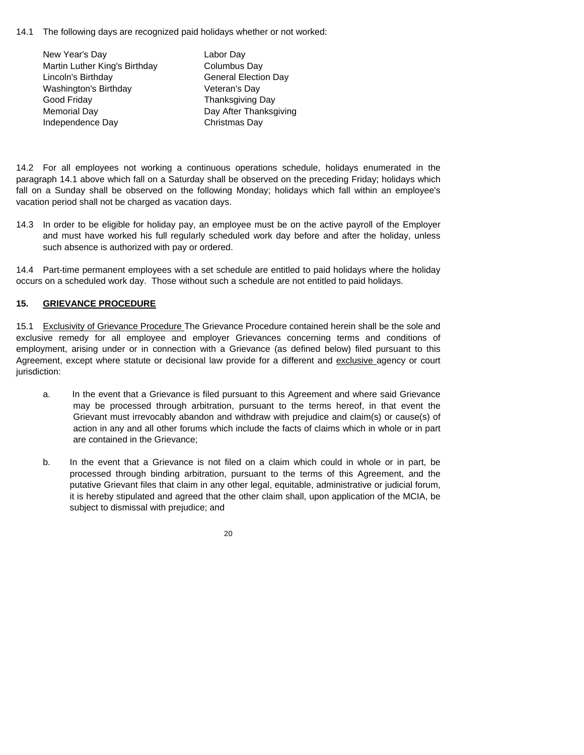14.1 The following days are recognized paid holidays whether or not worked:

| | |
|---|---|
| New Year's Day | Labor Day |
| Martin Luther King's Birthday | Columbus Day |
| Lincoln's Birthday | General Election Day |
| Washington's Birthday | Veteran's Day |
| Good Friday | Thanksgiving Day |
| Memorial Day | Day After Thanksgiving |
| Independence Day | Christmas Day |

14.2 For all employees not working a continuous operations schedule, holidays enumerated in the paragraph 14.1 above which fall on a Saturday shall be observed on the preceding Friday; holidays which fall on a Sunday shall be observed on the following Monday; holidays which fall within an employee's vacation period shall not be charged as vacation days.

14.3 In order to be eligible for holiday pay, an employee must be on the active payroll of the Employer and must have worked his full regularly scheduled work day before and after the holiday, unless such absence is authorized with pay or ordered.

14.4 Part-time permanent employees with a set schedule are entitled to paid holidays where the holiday occurs on a scheduled work day. Those without such a schedule are not entitled to paid holidays.

## 15. GRIEVANCE PROCEDURE

15.1 Exclusivity of Grievance Procedure The Grievance Procedure contained herein shall be the sole and exclusive remedy for all employee and employer Grievances concerning terms and conditions of employment, arising under or in connection with a Grievance (as defined below) filed pursuant to this Agreement, except where statute or decisional law provide for a different and exclusive agency or court jurisdiction:

a. In the event that a Grievance is filed pursuant to this Agreement and where said Grievance may be processed through arbitration, pursuant to the terms hereof, in that event the Grievant must irrevocably abandon and withdraw with prejudice and claim(s) or cause(s) of action in any and all other forums which include the facts of claims which in whole or in part are contained in the Grievance;

b. In the event that a Grievance is not filed on a claim which could in whole or in part, be processed through binding arbitration, pursuant to the terms of this Agreement, and the putative Grievant files that claim in any other legal, equitable, administrative or judicial forum, it is hereby stipulated and agreed that the other claim shall, upon application of the MCIA, be subject to dismissal with prejudice; and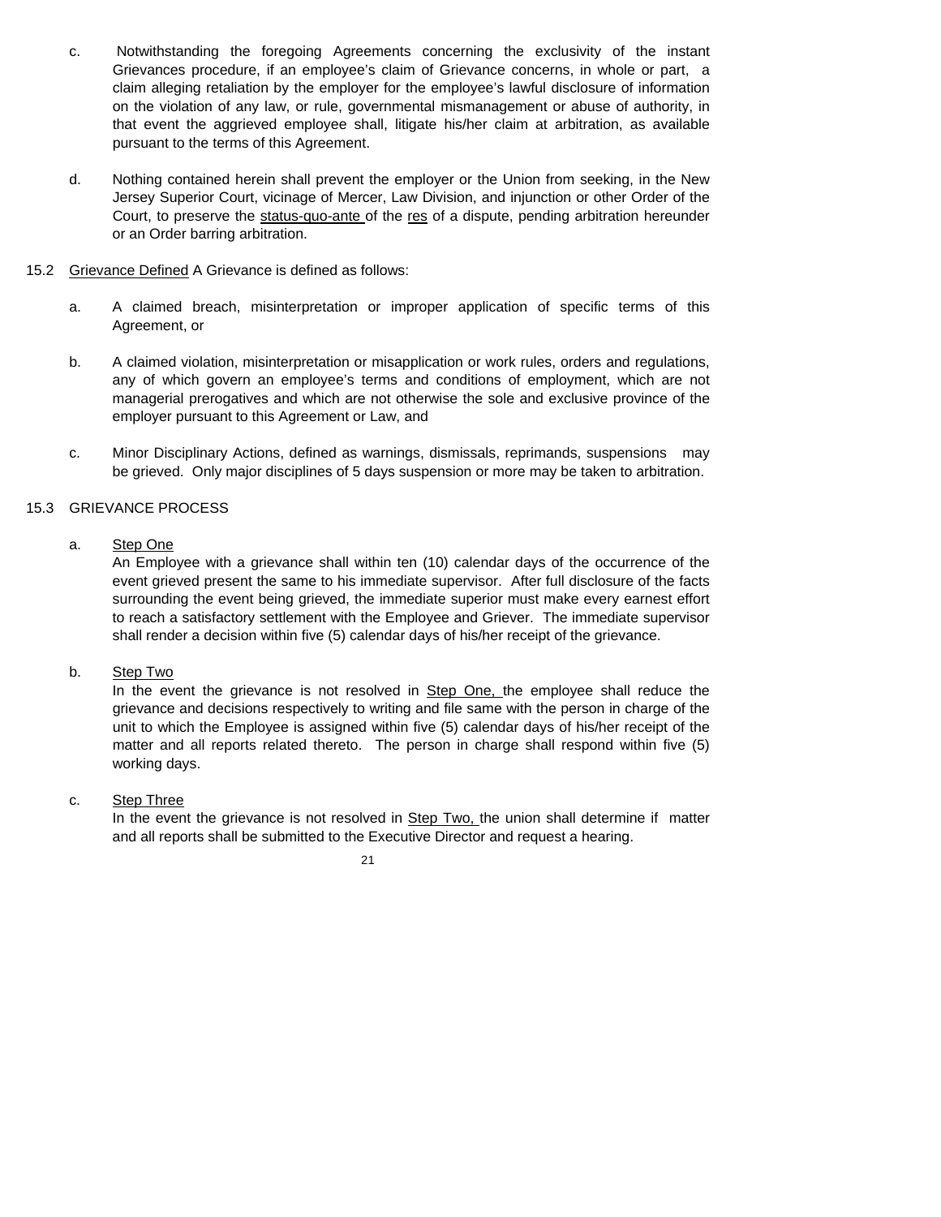c. Notwithstanding the foregoing Agreements concerning the exclusivity of the instant Grievances procedure, if an employee's claim of Grievance concerns, in whole or part, a claim alleging retaliation by the employer for the employee's lawful disclosure of information on the violation of any law, or rule, governmental mismanagement or abuse of authority, in that event the aggrieved employee shall, litigate his/her claim at arbitration, as available pursuant to the terms of this Agreement.

d. Nothing contained herein shall prevent the employer or the Union from seeking, in the New Jersey Superior Court, vicinage of Mercer, Law Division, and injunction or other Order of the Court, to preserve the status-quo-ante of the res of a dispute, pending arbitration hereunder or an Order barring arbitration.

15.2 Grievance Defined A Grievance is defined as follows:

a. A claimed breach, misinterpretation or improper application of specific terms of this Agreement, or

b. A claimed violation, misinterpretation or misapplication or work rules, orders and regulations, any of which govern an employee's terms and conditions of employment, which are not managerial prerogatives and which are not otherwise the sole and exclusive province of the employer pursuant to this Agreement or Law, and

c. Minor Disciplinary Actions, defined as warnings, dismissals, reprimands, suspensions may be grieved. Only major disciplines of 5 days suspension or more may be taken to arbitration.

15.3 GRIEVANCE PROCESS

a. Step One
An Employee with a grievance shall within ten (10) calendar days of the occurrence of the event grieved present the same to his immediate supervisor. After full disclosure of the facts surrounding the event being grieved, the immediate superior must make every earnest effort to reach a satisfactory settlement with the Employee and Griever. The immediate supervisor shall render a decision within five (5) calendar days of his/her receipt of the grievance.

b. Step Two
In the event the grievance is not resolved in Step One, the employee shall reduce the grievance and decisions respectively to writing and file same with the person in charge of the unit to which the Employee is assigned within five (5) calendar days of his/her receipt of the matter and all reports related thereto. The person in charge shall respond within five (5) working days.

c. Step Three
In the event the grievance is not resolved in Step Two, the union shall determine if matter and all reports shall be submitted to the Executive Director and request a hearing.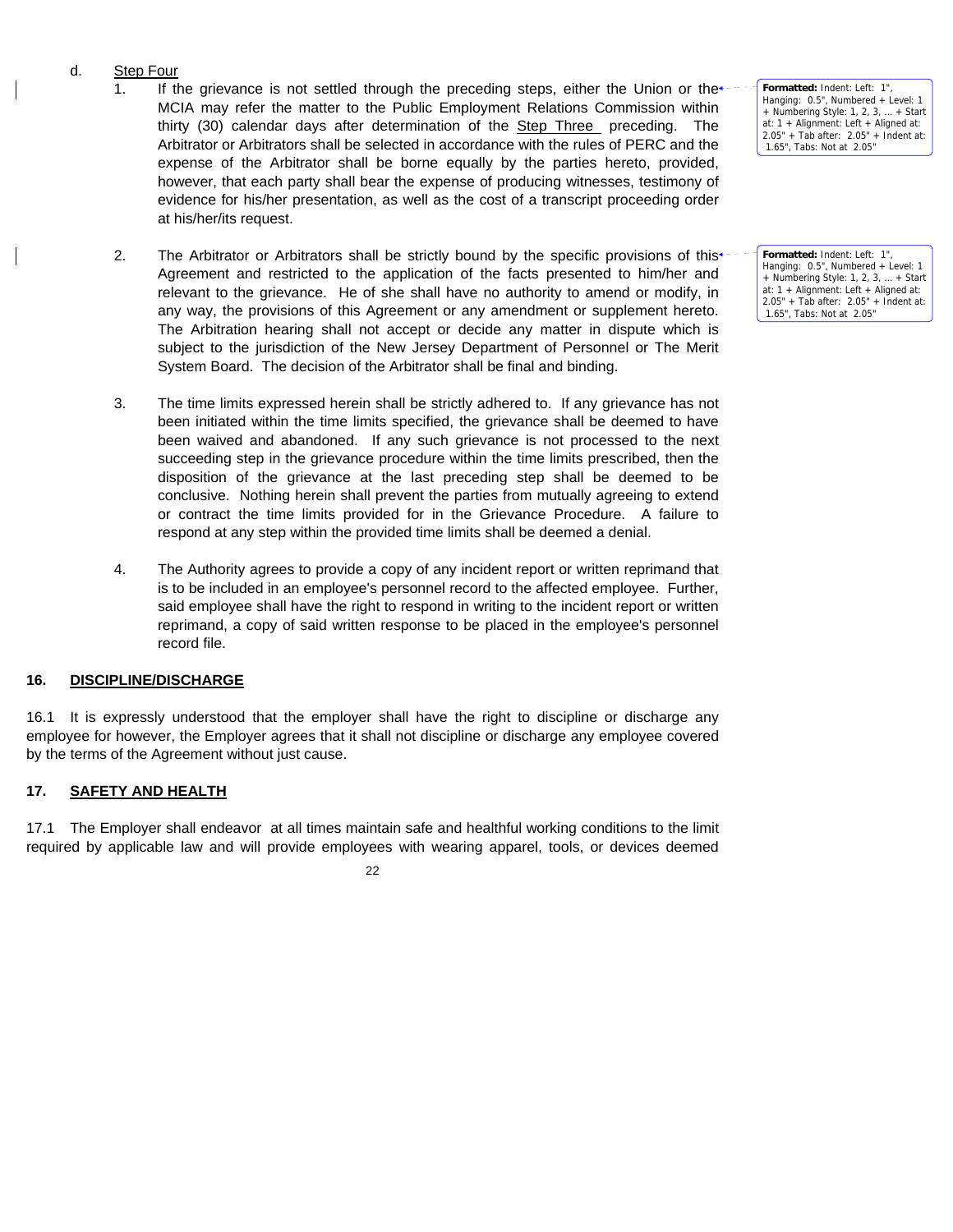d. Step Four

1. If the grievance is not settled through the preceding steps, either the Union or the MCIA may refer the matter to the Public Employment Relations Commission within thirty (30) calendar days after determination of the Step Three preceding. The Arbitrator or Arbitrators shall be selected in accordance with the rules of PERC and the expense of the Arbitrator shall be borne equally by the parties hereto, provided, however, that each party shall bear the expense of producing witnesses, testimony of evidence for his/her presentation, as well as the cost of a transcript proceeding order at his/her/its request.

2. The Arbitrator or Arbitrators shall be strictly bound by the specific provisions of this Agreement and restricted to the application of the facts presented to him/her and relevant to the grievance. He of she shall have no authority to amend or modify, in any way, the provisions of this Agreement or any amendment or supplement hereto. The Arbitration hearing shall not accept or decide any matter in dispute which is subject to the jurisdiction of the New Jersey Department of Personnel or The Merit System Board. The decision of the Arbitrator shall be final and binding.

3. The time limits expressed herein shall be strictly adhered to. If any grievance has not been initiated within the time limits specified, the grievance shall be deemed to have been waived and abandoned. If any such grievance is not processed to the next succeeding step in the grievance procedure within the time limits prescribed, then the disposition of the grievance at the last preceding step shall be deemed to be conclusive. Nothing herein shall prevent the parties from mutually agreeing to extend or contract the time limits provided for in the Grievance Procedure. A failure to respond at any step within the provided time limits shall be deemed a denial.

4. The Authority agrees to provide a copy of any incident report or written reprimand that is to be included in an employee's personnel record to the affected employee. Further, said employee shall have the right to respond in writing to the incident report or written reprimand, a copy of said written response to be placed in the employee's personnel record file.

## 16. DISCIPLINE/DISCHARGE

16.1 It is expressly understood that the employer shall have the right to discipline or discharge any employee for however, the Employer agrees that it shall not discipline or discharge any employee covered by the terms of the Agreement without just cause.

## 17. SAFETY AND HEALTH

17.1 The Employer shall endeavor at all times maintain safe and healthful working conditions to the limit required by applicable law and will provide employees with wearing apparel, tools, or devices deemed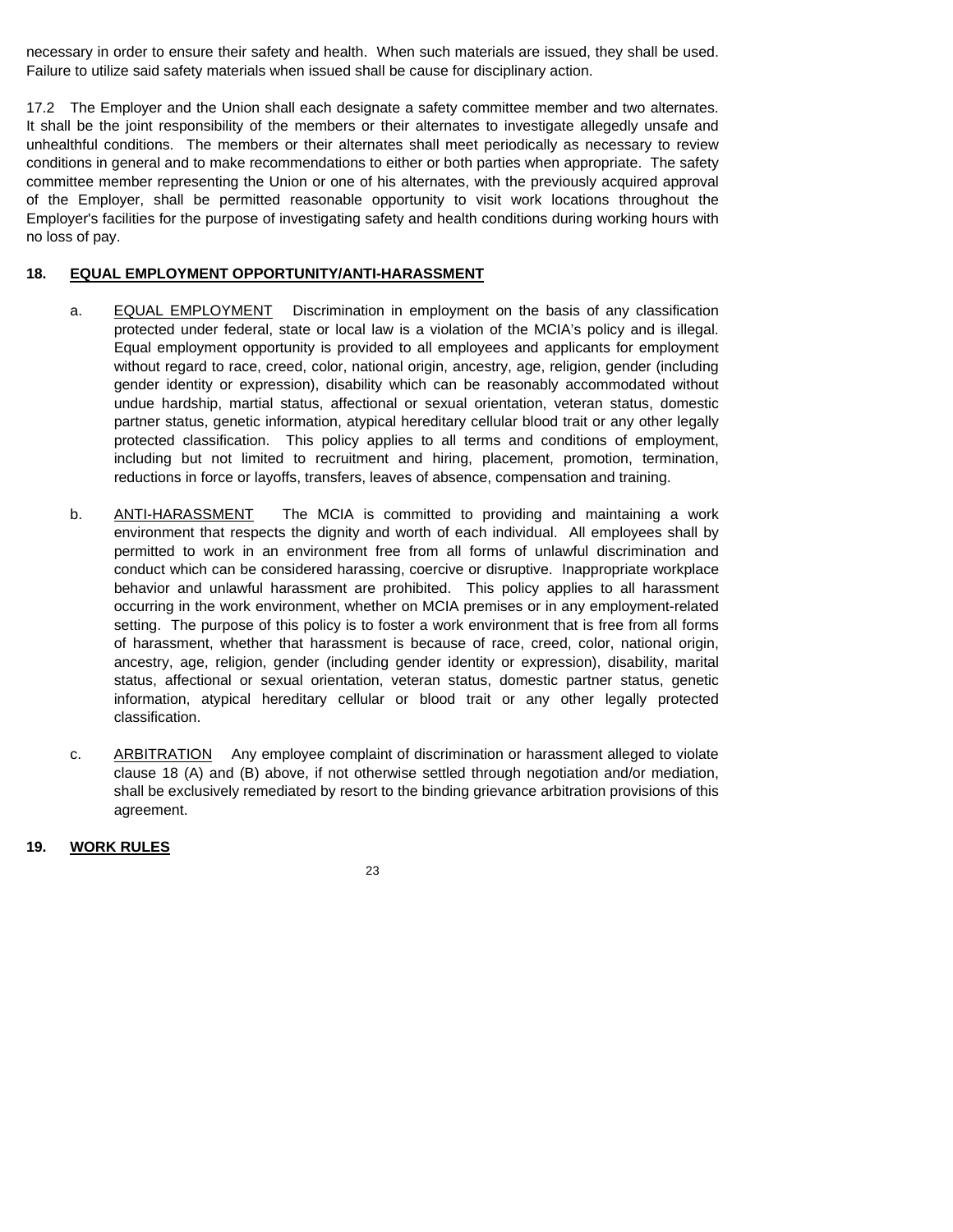necessary in order to ensure their safety and health. When such materials are issued, they shall be used. Failure to utilize said safety materials when issued shall be cause for disciplinary action.

17.2 The Employer and the Union shall each designate a safety committee member and two alternates. It shall be the joint responsibility of the members or their alternates to investigate allegedly unsafe and unhealthful conditions. The members or their alternates shall meet periodically as necessary to review conditions in general and to make recommendations to either or both parties when appropriate. The safety committee member representing the Union or one of his alternates, with the previously acquired approval of the Employer, shall be permitted reasonable opportunity to visit work locations throughout the Employer's facilities for the purpose of investigating safety and health conditions during working hours with no loss of pay.

## 18. EQUAL EMPLOYMENT OPPORTUNITY/ANTI-HARASSMENT

a. EQUAL EMPLOYMENT Discrimination in employment on the basis of any classification protected under federal, state or local law is a violation of the MCIA's policy and is illegal. Equal employment opportunity is provided to all employees and applicants for employment without regard to race, creed, color, national origin, ancestry, age, religion, gender (including gender identity or expression), disability which can be reasonably accommodated without undue hardship, martial status, affectional or sexual orientation, veteran status, domestic partner status, genetic information, atypical hereditary cellular blood trait or any other legally protected classification. This policy applies to all terms and conditions of employment, including but not limited to recruitment and hiring, placement, promotion, termination, reductions in force or layoffs, transfers, leaves of absence, compensation and training.

b. ANTI-HARASSMENT The MCIA is committed to providing and maintaining a work environment that respects the dignity and worth of each individual. All employees shall by permitted to work in an environment free from all forms of unlawful discrimination and conduct which can be considered harassing, coercive or disruptive. Inappropriate workplace behavior and unlawful harassment are prohibited. This policy applies to all harassment occurring in the work environment, whether on MCIA premises or in any employment-related setting. The purpose of this policy is to foster a work environment that is free from all forms of harassment, whether that harassment is because of race, creed, color, national origin, ancestry, age, religion, gender (including gender identity or expression), disability, marital status, affectional or sexual orientation, veteran status, domestic partner status, genetic information, atypical hereditary cellular or blood trait or any other legally protected classification.

c. ARBITRATION Any employee complaint of discrimination or harassment alleged to violate clause 18 (A) and (B) above, if not otherwise settled through negotiation and/or mediation, shall be exclusively remediated by resort to the binding grievance arbitration provisions of this agreement.

## 19. WORK RULES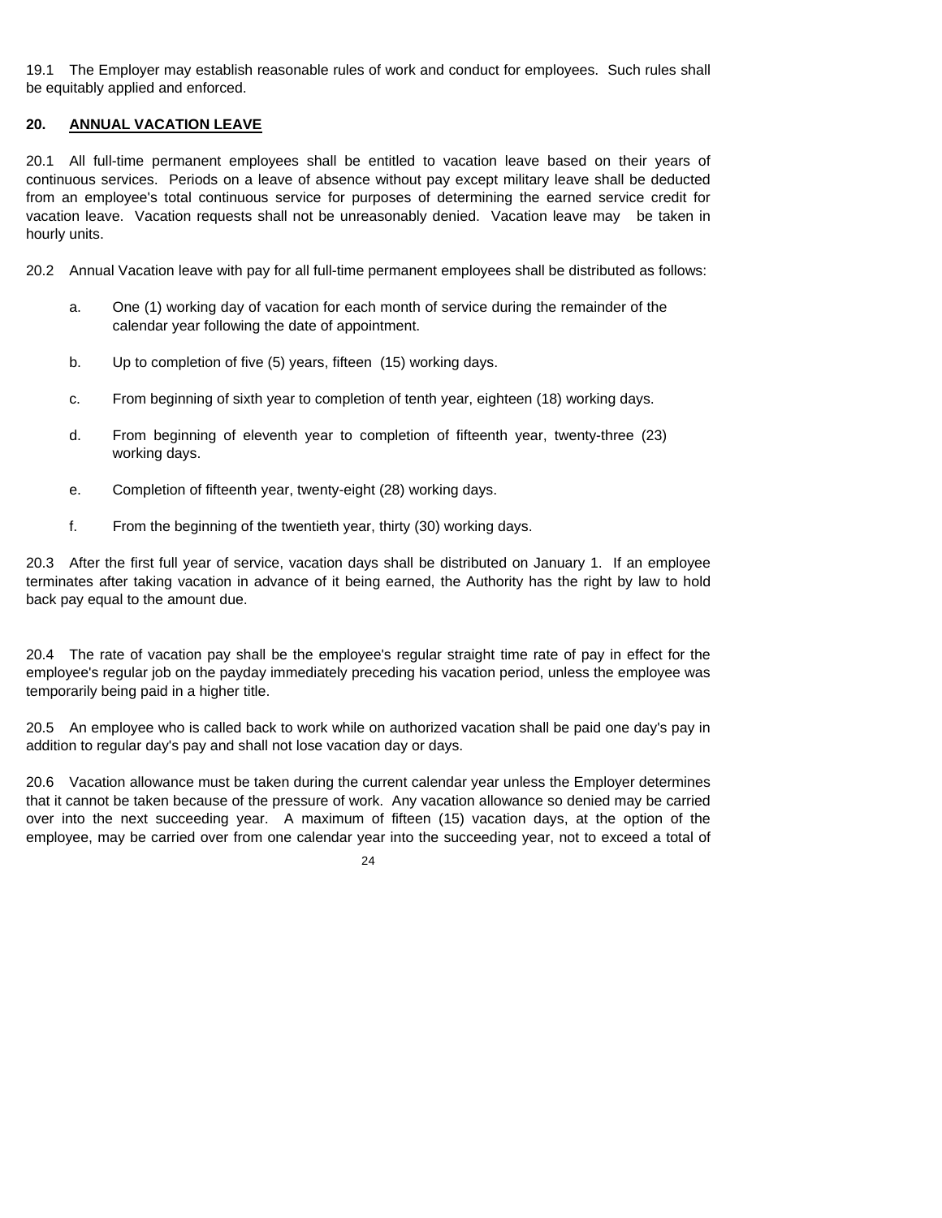19.1 The Employer may establish reasonable rules of work and conduct for employees. Such rules shall be equitably applied and enforced.

## 20. ANNUAL VACATION LEAVE

20.1 All full-time permanent employees shall be entitled to vacation leave based on their years of continuous services. Periods on a leave of absence without pay except military leave shall be deducted from an employee's total continuous service for purposes of determining the earned service credit for vacation leave. Vacation requests shall not be unreasonably denied. Vacation leave may be taken in hourly units.

20.2 Annual Vacation leave with pay for all full-time permanent employees shall be distributed as follows:

a. One (1) working day of vacation for each month of service during the remainder of the calendar year following the date of appointment.

b. Up to completion of five (5) years, fifteen (15) working days.

c. From beginning of sixth year to completion of tenth year, eighteen (18) working days.

d. From beginning of eleventh year to completion of fifteenth year, twenty-three (23) working days.

e. Completion of fifteenth year, twenty-eight (28) working days.

f. From the beginning of the twentieth year, thirty (30) working days.

20.3 After the first full year of service, vacation days shall be distributed on January 1. If an employee terminates after taking vacation in advance of it being earned, the Authority has the right by law to hold back pay equal to the amount due.

20.4 The rate of vacation pay shall be the employee's regular straight time rate of pay in effect for the employee's regular job on the payday immediately preceding his vacation period, unless the employee was temporarily being paid in a higher title.

20.5 An employee who is called back to work while on authorized vacation shall be paid one day's pay in addition to regular day's pay and shall not lose vacation day or days.

20.6 Vacation allowance must be taken during the current calendar year unless the Employer determines that it cannot be taken because of the pressure of work. Any vacation allowance so denied may be carried over into the next succeeding year. A maximum of fifteen (15) vacation days, at the option of the employee, may be carried over from one calendar year into the succeeding year, not to exceed a total of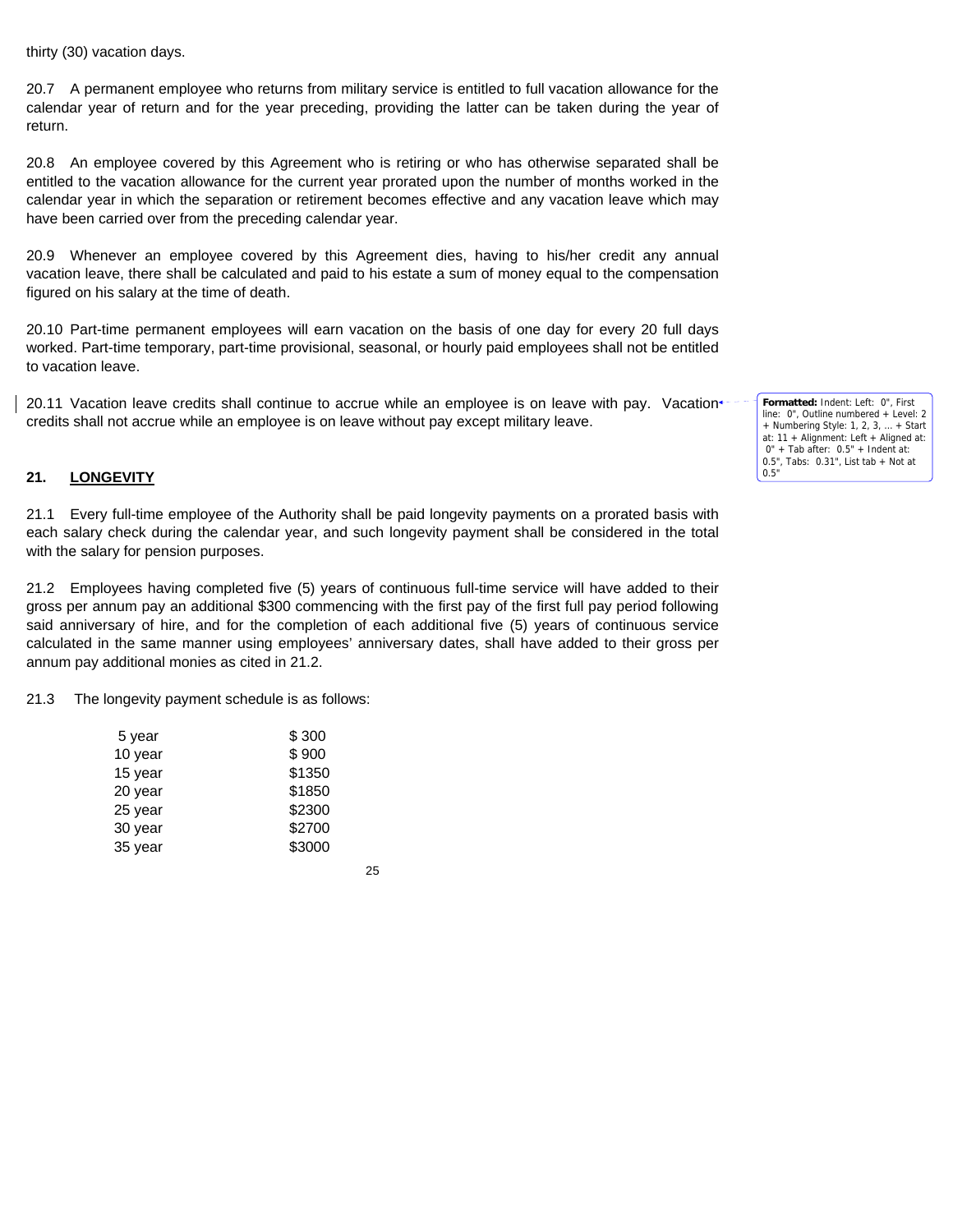thirty (30) vacation days.

20.7 A permanent employee who returns from military service is entitled to full vacation allowance for the calendar year of return and for the year preceding, providing the latter can be taken during the year of return.

20.8 An employee covered by this Agreement who is retiring or who has otherwise separated shall be entitled to the vacation allowance for the current year prorated upon the number of months worked in the calendar year in which the separation or retirement becomes effective and any vacation leave which may have been carried over from the preceding calendar year.

20.9 Whenever an employee covered by this Agreement dies, having to his/her credit any annual vacation leave, there shall be calculated and paid to his estate a sum of money equal to the compensation figured on his salary at the time of death.

20.10 Part-time permanent employees will earn vacation on the basis of one day for every 20 full days worked. Part-time temporary, part-time provisional, seasonal, or hourly paid employees shall not be entitled to vacation leave.

20.11 Vacation leave credits shall continue to accrue while an employee is on leave with pay. Vacation credits shall not accrue while an employee is on leave without pay except military leave.

## 21. LONGEVITY

21.1 Every full-time employee of the Authority shall be paid longevity payments on a prorated basis with each salary check during the calendar year, and such longevity payment shall be considered in the total with the salary for pension purposes.

21.2 Employees having completed five (5) years of continuous full-time service will have added to their gross per annum pay an additional $300 commencing with the first pay of the first full pay period following said anniversary of hire, and for the completion of each additional five (5) years of continuous service calculated in the same manner using employees' anniversary dates, shall have added to their gross per annum pay additional monies as cited in 21.2.

21.3 The longevity payment schedule is as follows:

| | |
|---|---|
| 5 year | $ 300 |
| 10 year | $ 900 |
| 15 year | $1350 |
| 20 year | $1850 |
| 25 year | $2300 |
| 30 year | $2700 |
| 35 year | $3000 |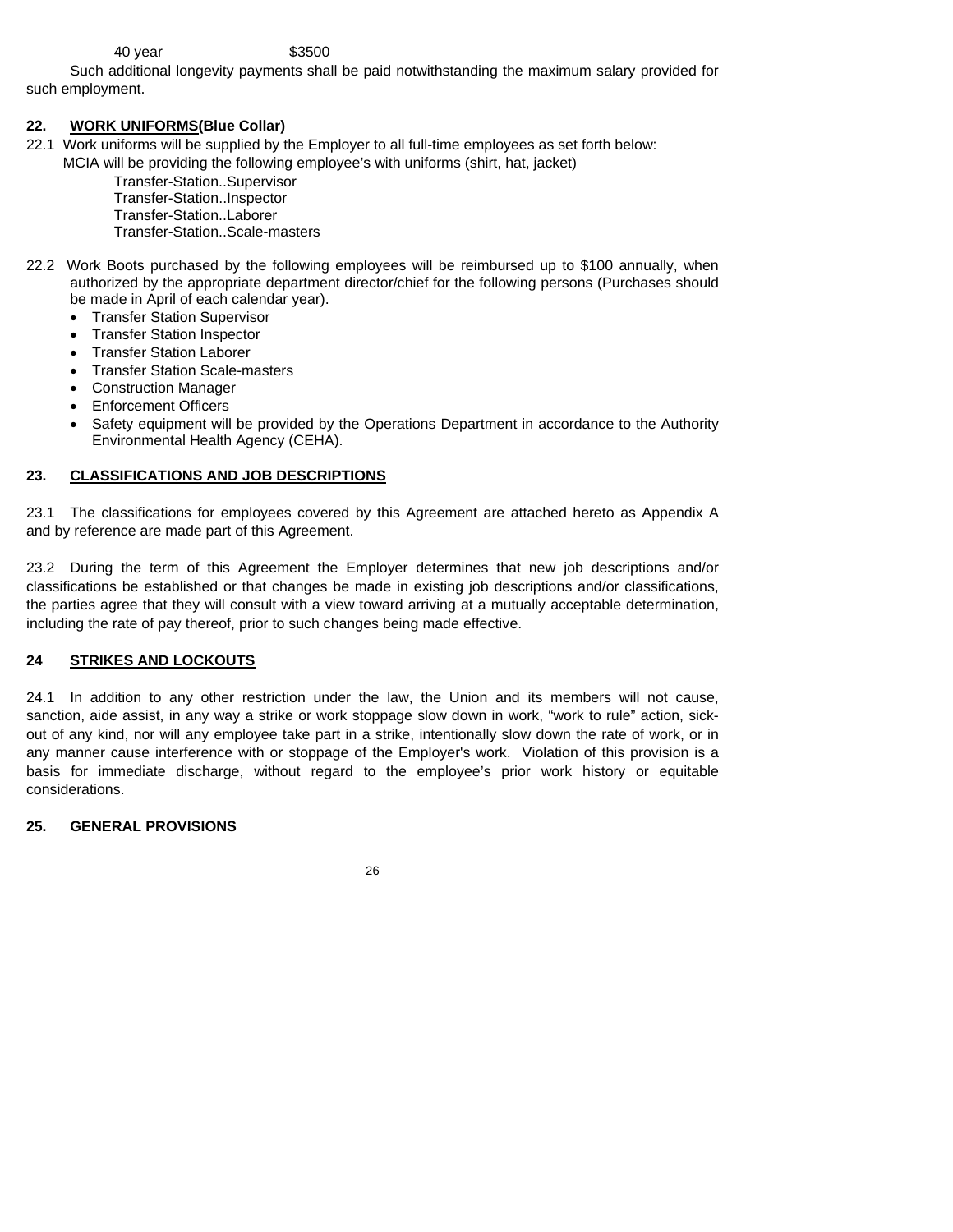40 year $3500

Such additional longevity payments shall be paid notwithstanding the maximum salary provided for such employment.

## 22. WORK UNIFORMS(Blue Collar)

22.1 Work uniforms will be supplied by the Employer to all full-time employees as set forth below:
MCIA will be providing the following employee's with uniforms (shirt, hat, jacket)

Transfer-Station..Supervisor
Transfer-Station..Inspector
Transfer-Station..Laborer
Transfer-Station..Scale-masters

22.2 Work Boots purchased by the following employees will be reimbursed up to $100 annually, when authorized by the appropriate department director/chief for the following persons (Purchases should be made in April of each calendar year).

- Transfer Station Supervisor
- Transfer Station Inspector
- Transfer Station Laborer
- Transfer Station Scale-masters
- Construction Manager
- Enforcement Officers
- Safety equipment will be provided by the Operations Department in accordance to the Authority Environmental Health Agency (CEHA).

## 23. CLASSIFICATIONS AND JOB DESCRIPTIONS

23.1 The classifications for employees covered by this Agreement are attached hereto as Appendix A and by reference are made part of this Agreement.

23.2 During the term of this Agreement the Employer determines that new job descriptions and/or classifications be established or that changes be made in existing job descriptions and/or classifications, the parties agree that they will consult with a view toward arriving at a mutually acceptable determination, including the rate of pay thereof, prior to such changes being made effective.

## 24 STRIKES AND LOCKOUTS

24.1 In addition to any other restriction under the law, the Union and its members will not cause, sanction, aide assist, in any way a strike or work stoppage slow down in work, "work to rule" action, sick-out of any kind, nor will any employee take part in a strike, intentionally slow down the rate of work, or in any manner cause interference with or stoppage of the Employer's work. Violation of this provision is a basis for immediate discharge, without regard to the employee's prior work history or equitable considerations.

## 25. GENERAL PROVISIONS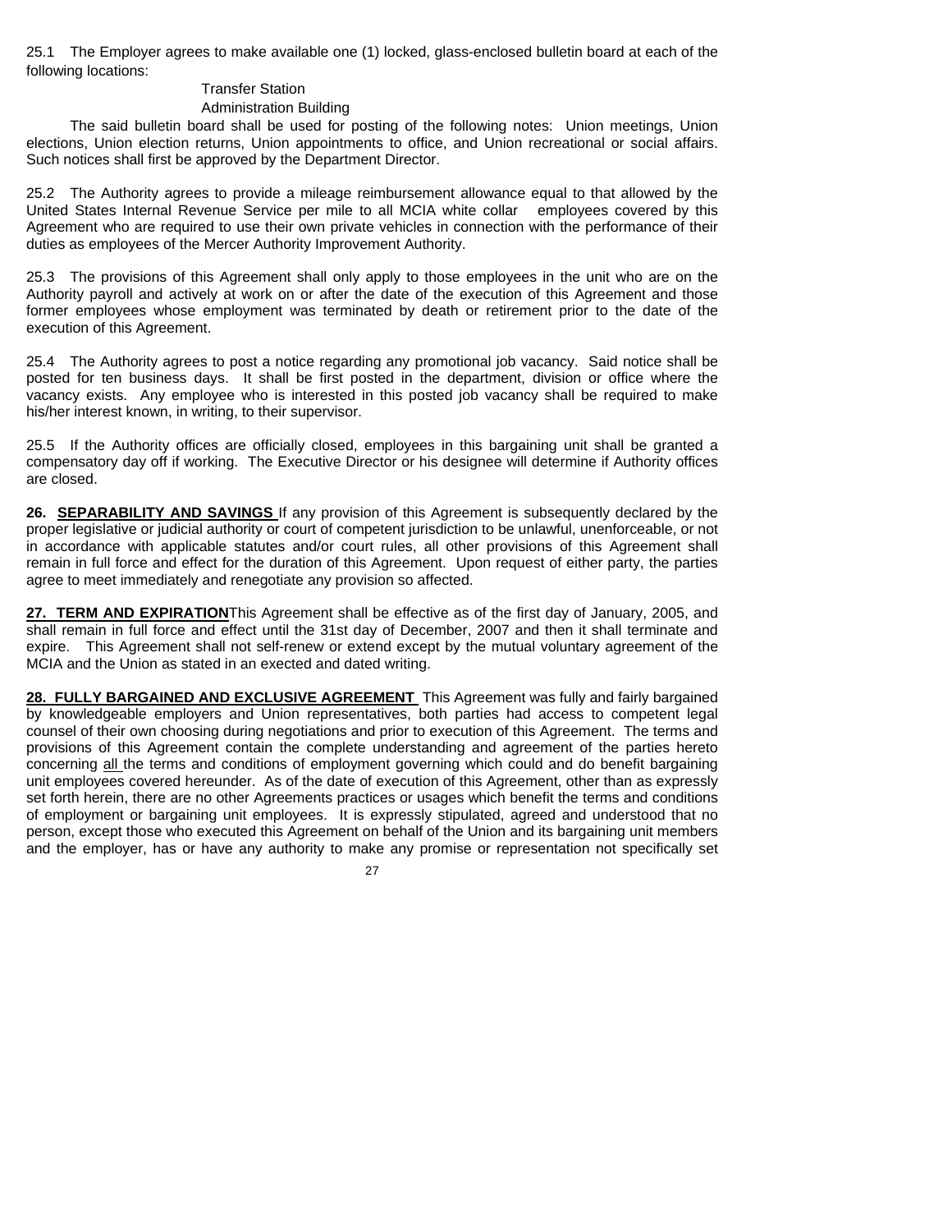25.1 The Employer agrees to make available one (1) locked, glass-enclosed bulletin board at each of the following locations:

Transfer Station
Administration Building

The said bulletin board shall be used for posting of the following notes: Union meetings, Union elections, Union election returns, Union appointments to office, and Union recreational or social affairs. Such notices shall first be approved by the Department Director.

25.2 The Authority agrees to provide a mileage reimbursement allowance equal to that allowed by the United States Internal Revenue Service per mile to all MCIA white collar employees covered by this Agreement who are required to use their own private vehicles in connection with the performance of their duties as employees of the Mercer Authority Improvement Authority.

25.3 The provisions of this Agreement shall only apply to those employees in the unit who are on the Authority payroll and actively at work on or after the date of the execution of this Agreement and those former employees whose employment was terminated by death or retirement prior to the date of the execution of this Agreement.

25.4 The Authority agrees to post a notice regarding any promotional job vacancy. Said notice shall be posted for ten business days. It shall be first posted in the department, division or office where the vacancy exists. Any employee who is interested in this posted job vacancy shall be required to make his/her interest known, in writing, to their supervisor.

25.5 If the Authority offices are officially closed, employees in this bargaining unit shall be granted a compensatory day off if working. The Executive Director or his designee will determine if Authority offices are closed.

**26. SEPARABILITY AND SAVINGS** If any provision of this Agreement is subsequently declared by the proper legislative or judicial authority or court of competent jurisdiction to be unlawful, unenforceable, or not in accordance with applicable statutes and/or court rules, all other provisions of this Agreement shall remain in full force and effect for the duration of this Agreement. Upon request of either party, the parties agree to meet immediately and renegotiate any provision so affected.

**27. TERM AND EXPIRATION** This Agreement shall be effective as of the first day of January, 2005, and shall remain in full force and effect until the 31st day of December, 2007 and then it shall terminate and expire. This Agreement shall not self-renew or extend except by the mutual voluntary agreement of the MCIA and the Union as stated in an exected and dated writing.

**28. FULLY BARGAINED AND EXCLUSIVE AGREEMENT** This Agreement was fully and fairly bargained by knowledgeable employers and Union representatives, both parties had access to competent legal counsel of their own choosing during negotiations and prior to execution of this Agreement. The terms and provisions of this Agreement contain the complete understanding and agreement of the parties hereto concerning all the terms and conditions of employment governing which could and do benefit bargaining unit employees covered hereunder. As of the date of execution of this Agreement, other than as expressly set forth herein, there are no other Agreements practices or usages which benefit the terms and conditions of employment or bargaining unit employees. It is expressly stipulated, agreed and understood that no person, except those who executed this Agreement on behalf of the Union and its bargaining unit members and the employer, has or have any authority to make any promise or representation not specifically set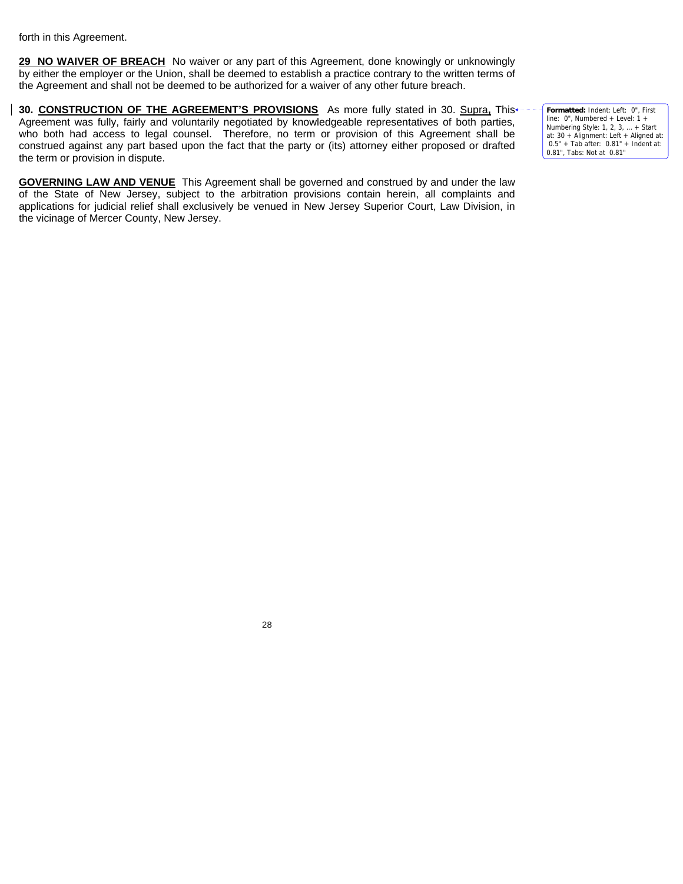forth in this Agreement.

**29 <u>NO WAIVER OF BREACH</u>** No waiver or any part of this Agreement, done knowingly or unknowingly by either the employer or the Union, shall be deemed to establish a practice contrary to the written terms of the Agreement and shall not be deemed to be authorized for a waiver of any other future breach.

**30. <u>CONSTRUCTION OF THE AGREEMENT'S PROVISIONS</u>** As more fully stated in 30. <u>Supra</u>**,** This Agreement was fully, fairly and voluntarily negotiated by knowledgeable representatives of both parties, who both had access to legal counsel. Therefore, no term or provision of this Agreement shall be construed against any part based upon the fact that the party or (its) attorney either proposed or drafted the term or provision in dispute.

**<u>GOVERNING LAW AND VENUE</u>** This Agreement shall be governed and construed by and under the law of the State of New Jersey, subject to the arbitration provisions contain herein, all complaints and applications for judicial relief shall exclusively be venued in New Jersey Superior Court, Law Division, in the vicinage of Mercer County, New Jersey.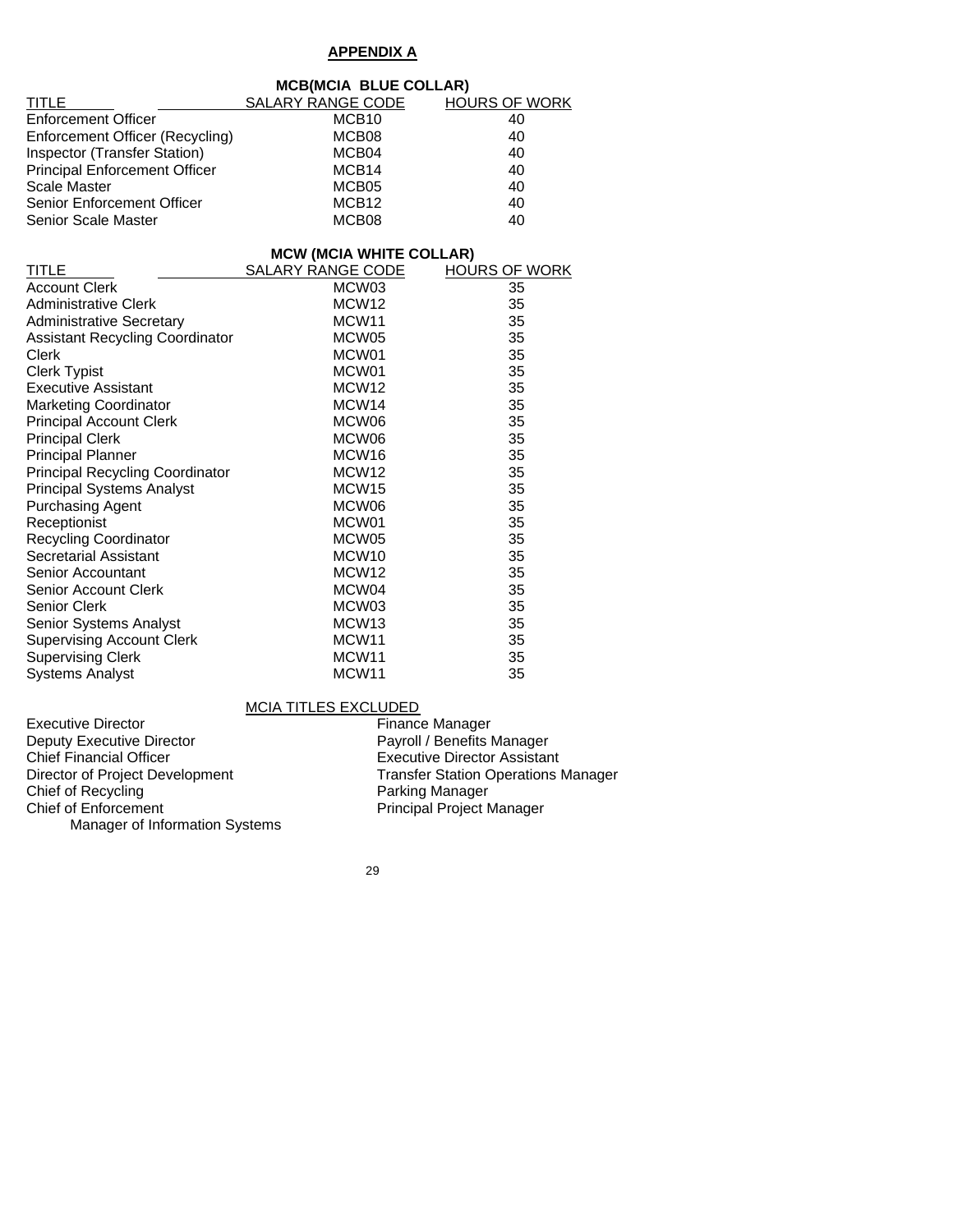# APPENDIX A

## MCB(MCIA BLUE COLLAR)

| TITLE | SALARY RANGE CODE | HOURS OF WORK |
|---|---|---|
| Enforcement Officer | MCB10 | 40 |
| Enforcement Officer (Recycling) | MCB08 | 40 |
| Inspector (Transfer Station) | MCB04 | 40 |
| Principal Enforcement Officer | MCB14 | 40 |
| Scale Master | MCB05 | 40 |
| Senior Enforcement Officer | MCB12 | 40 |
| Senior Scale Master | MCB08 | 40 |

## MCW (MCIA WHITE COLLAR)

| TITLE | SALARY RANGE CODE | HOURS OF WORK |
|---|---|---|
| Account Clerk | MCW03 | 35 |
| Administrative Clerk | MCW12 | 35 |
| Administrative Secretary | MCW11 | 35 |
| Assistant Recycling Coordinator | MCW05 | 35 |
| Clerk | MCW01 | 35 |
| Clerk Typist | MCW01 | 35 |
| Executive Assistant | MCW12 | 35 |
| Marketing Coordinator | MCW14 | 35 |
| Principal Account Clerk | MCW06 | 35 |
| Principal Clerk | MCW06 | 35 |
| Principal Planner | MCW16 | 35 |
| Principal Recycling Coordinator | MCW12 | 35 |
| Principal Systems Analyst | MCW15 | 35 |
| Purchasing Agent | MCW06 | 35 |
| Receptionist | MCW01 | 35 |
| Recycling Coordinator | MCW05 | 35 |
| Secretarial Assistant | MCW10 | 35 |
| Senior Accountant | MCW12 | 35 |
| Senior Account Clerk | MCW04 | 35 |
| Senior Clerk | MCW03 | 35 |
| Senior Systems Analyst | MCW13 | 35 |
| Supervising Account Clerk | MCW11 | 35 |
| Supervising Clerk | MCW11 | 35 |
| Systems Analyst | MCW11 | 35 |

## MCIA TITLES EXCLUDED

- Executive Director
- Deputy Executive Director
- Chief Financial Officer
- Director of Project Development
- Chief of Recycling
- Chief of Enforcement
- Manager of Information Systems
- Finance Manager
- Payroll / Benefits Manager
- Executive Director Assistant
- Transfer Station Operations Manager
- Parking Manager
- Principal Project Manager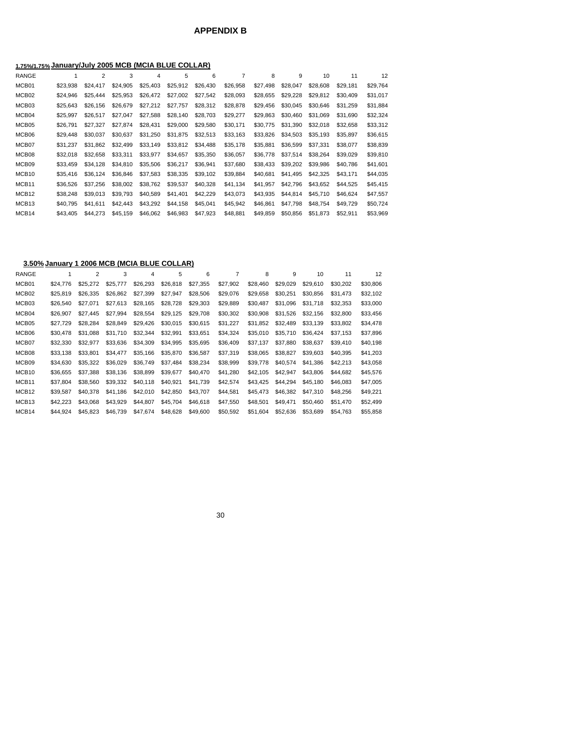# APPENDIX B

**1.75%/1.75% January/July 2005 MCB (MCIA BLUE COLLAR)**

| RANGE | 1 | 2 | 3 | 4 | 5 | 6 | 7 | 8 | 9 | 10 | 11 | 12 |
|---|---|---|---|---|---|---|---|---|---|---|---|---|
| MCB01 | $23,938 | $24,417 | $24,905 | $25,403 | $25,912 | $26,430 | $26,958 | $27,498 | $28,047 | $28,608 | $29,181 | $29,764 |
| MCB02 | $24,946 | $25,444 | $25,953 | $26,472 | $27,002 | $27,542 | $28,093 | $28,655 | $29,228 | $29,812 | $30,409 | $31,017 |
| MCB03 | $25,643 | $26,156 | $26,679 | $27,212 | $27,757 | $28,312 | $28,878 | $29,456 | $30,045 | $30,646 | $31,259 | $31,884 |
| MCB04 | $25,997 | $26,517 | $27,047 | $27,588 | $28,140 | $28,703 | $29,277 | $29,863 | $30,460 | $31,069 | $31,690 | $32,324 |
| MCB05 | $26,791 | $27,327 | $27,874 | $28,431 | $29,000 | $29,580 | $30,171 | $30,775 | $31,390 | $32,018 | $32,658 | $33,312 |
| MCB06 | $29,448 | $30,037 | $30,637 | $31,250 | $31,875 | $32,513 | $33,163 | $33,826 | $34,503 | $35,193 | $35,897 | $36,615 |
| MCB07 | $31,237 | $31,862 | $32,499 | $33,149 | $33,812 | $34,488 | $35,178 | $35,881 | $36,599 | $37,331 | $38,077 | $38,839 |
| MCB08 | $32,018 | $32,658 | $33,311 | $33,977 | $34,657 | $35,350 | $36,057 | $36,778 | $37,514 | $38,264 | $39,029 | $39,810 |
| MCB09 | $33,459 | $34,128 | $34,810 | $35,506 | $36,217 | $36,941 | $37,680 | $38,433 | $39,202 | $39,986 | $40,786 | $41,601 |
| MCB10 | $35,416 | $36,124 | $36,846 | $37,583 | $38,335 | $39,102 | $39,884 | $40,681 | $41,495 | $42,325 | $43,171 | $44,035 |
| MCB11 | $36,526 | $37,256 | $38,002 | $38,762 | $39,537 | $40,328 | $41,134 | $41,957 | $42,796 | $43,652 | $44,525 | $45,415 |
| MCB12 | $38,248 | $39,013 | $39,793 | $40,589 | $41,401 | $42,229 | $43,073 | $43,935 | $44,814 | $45,710 | $46,624 | $47,557 |
| MCB13 | $40,795 | $41,611 | $42,443 | $43,292 | $44,158 | $45,041 | $45,942 | $46,861 | $47,798 | $48,754 | $49,729 | $50,724 |
| MCB14 | $43,405 | $44,273 | $45,159 | $46,062 | $46,983 | $47,923 | $48,881 | $49,859 | $50,856 | $51,873 | $52,911 | $53,969 |

**3.50% January 1 2006 MCB (MCIA BLUE COLLAR)**

| RANGE | 1 | 2 | 3 | 4 | 5 | 6 | 7 | 8 | 9 | 10 | 11 | 12 |
|---|---|---|---|---|---|---|---|---|---|---|---|---|
| MCB01 | $24,776 | $25,272 | $25,777 | $26,293 | $26,818 | $27,355 | $27,902 | $28,460 | $29,029 | $29,610 | $30,202 | $30,806 |
| MCB02 | $25,819 | $26,335 | $26,862 | $27,399 | $27,947 | $28,506 | $29,076 | $29,658 | $30,251 | $30,856 | $31,473 | $32,102 |
| MCB03 | $26,540 | $27,071 | $27,613 | $28,165 | $28,728 | $29,303 | $29,889 | $30,487 | $31,096 | $31,718 | $32,353 | $33,000 |
| MCB04 | $26,907 | $27,445 | $27,994 | $28,554 | $29,125 | $29,708 | $30,302 | $30,908 | $31,526 | $32,156 | $32,800 | $33,456 |
| MCB05 | $27,729 | $28,284 | $28,849 | $29,426 | $30,015 | $30,615 | $31,227 | $31,852 | $32,489 | $33,139 | $33,802 | $34,478 |
| MCB06 | $30,478 | $31,088 | $31,710 | $32,344 | $32,991 | $33,651 | $34,324 | $35,010 | $35,710 | $36,424 | $37,153 | $37,896 |
| MCB07 | $32,330 | $32,977 | $33,636 | $34,309 | $34,995 | $35,695 | $36,409 | $37,137 | $37,880 | $38,637 | $39,410 | $40,198 |
| MCB08 | $33,138 | $33,801 | $34,477 | $35,166 | $35,870 | $36,587 | $37,319 | $38,065 | $38,827 | $39,603 | $40,395 | $41,203 |
| MCB09 | $34,630 | $35,322 | $36,029 | $36,749 | $37,484 | $38,234 | $38,999 | $39,778 | $40,574 | $41,386 | $42,213 | $43,058 |
| MCB10 | $36,655 | $37,388 | $38,136 | $38,899 | $39,677 | $40,470 | $41,280 | $42,105 | $42,947 | $43,806 | $44,682 | $45,576 |
| MCB11 | $37,804 | $38,560 | $39,332 | $40,118 | $40,921 | $41,739 | $42,574 | $43,425 | $44,294 | $45,180 | $46,083 | $47,005 |
| MCB12 | $39,587 | $40,378 | $41,186 | $42,010 | $42,850 | $43,707 | $44,581 | $45,473 | $46,382 | $47,310 | $48,256 | $49,221 |
| MCB13 | $42,223 | $43,068 | $43,929 | $44,807 | $45,704 | $46,618 | $47,550 | $48,501 | $49,471 | $50,460 | $51,470 | $52,499 |
| MCB14 | $44,924 | $45,823 | $46,739 | $47,674 | $48,628 | $49,600 | $50,592 | $51,604 | $52,636 | $53,689 | $54,763 | $55,858 |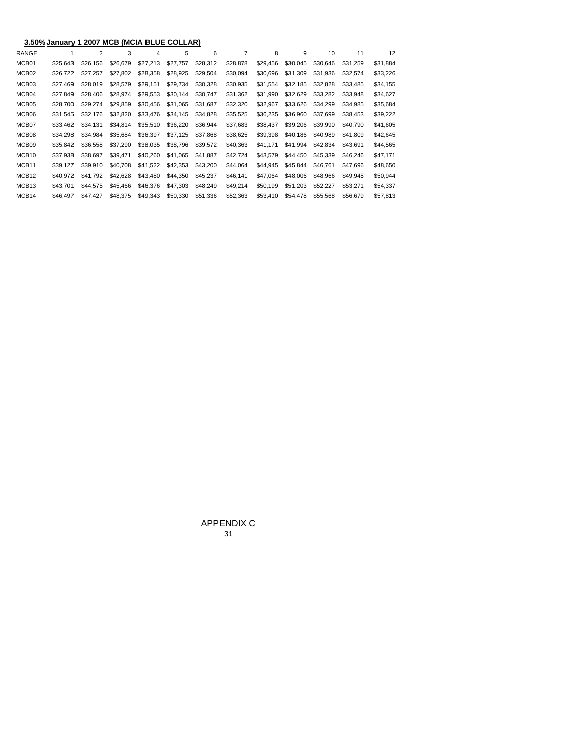**3.50% January 1 2007 MCB (MCIA BLUE COLLAR)**

| RANGE | 1 | 2 | 3 | 4 | 5 | 6 | 7 | 8 | 9 | 10 | 11 | 12 |
|---|---|---|---|---|---|---|---|---|---|---|---|---|
| MCB01 | $25,643 | $26,156 | $26,679 | $27,213 | $27,757 | $28,312 | $28,878 | $29,456 | $30,045 | $30,646 | $31,259 | $31,884 |
| MCB02 | $26,722 | $27,257 | $27,802 | $28,358 | $28,925 | $29,504 | $30,094 | $30,696 | $31,309 | $31,936 | $32,574 | $33,226 |
| MCB03 | $27,469 | $28,019 | $28,579 | $29,151 | $29,734 | $30,328 | $30,935 | $31,554 | $32,185 | $32,828 | $33,485 | $34,155 |
| MCB04 | $27,849 | $28,406 | $28,974 | $29,553 | $30,144 | $30,747 | $31,362 | $31,990 | $32,629 | $33,282 | $33,948 | $34,627 |
| MCB05 | $28,700 | $29,274 | $29,859 | $30,456 | $31,065 | $31,687 | $32,320 | $32,967 | $33,626 | $34,299 | $34,985 | $35,684 |
| MCB06 | $31,545 | $32,176 | $32,820 | $33,476 | $34,145 | $34,828 | $35,525 | $36,235 | $36,960 | $37,699 | $38,453 | $39,222 |
| MCB07 | $33,462 | $34,131 | $34,814 | $35,510 | $36,220 | $36,944 | $37,683 | $38,437 | $39,206 | $39,990 | $40,790 | $41,605 |
| MCB08 | $34,298 | $34,984 | $35,684 | $36,397 | $37,125 | $37,868 | $38,625 | $39,398 | $40,186 | $40,989 | $41,809 | $42,645 |
| MCB09 | $35,842 | $36,558 | $37,290 | $38,035 | $38,796 | $39,572 | $40,363 | $41,171 | $41,994 | $42,834 | $43,691 | $44,565 |
| MCB10 | $37,938 | $38,697 | $39,471 | $40,260 | $41,065 | $41,887 | $42,724 | $43,579 | $44,450 | $45,339 | $46,246 | $47,171 |
| MCB11 | $39,127 | $39,910 | $40,708 | $41,522 | $42,353 | $43,200 | $44,064 | $44,945 | $45,844 | $46,761 | $47,696 | $48,650 |
| MCB12 | $40,972 | $41,792 | $42,628 | $43,480 | $44,350 | $45,237 | $46,141 | $47,064 | $48,006 | $48,966 | $49,945 | $50,944 |
| MCB13 | $43,701 | $44,575 | $45,466 | $46,376 | $47,303 | $48,249 | $49,214 | $50,199 | $51,203 | $52,227 | $53,271 | $54,337 |
| MCB14 | $46,497 | $47,427 | $48,375 | $49,343 | $50,330 | $51,336 | $52,363 | $53,410 | $54,478 | $55,568 | $56,679 | $57,813 |

APPENDIX C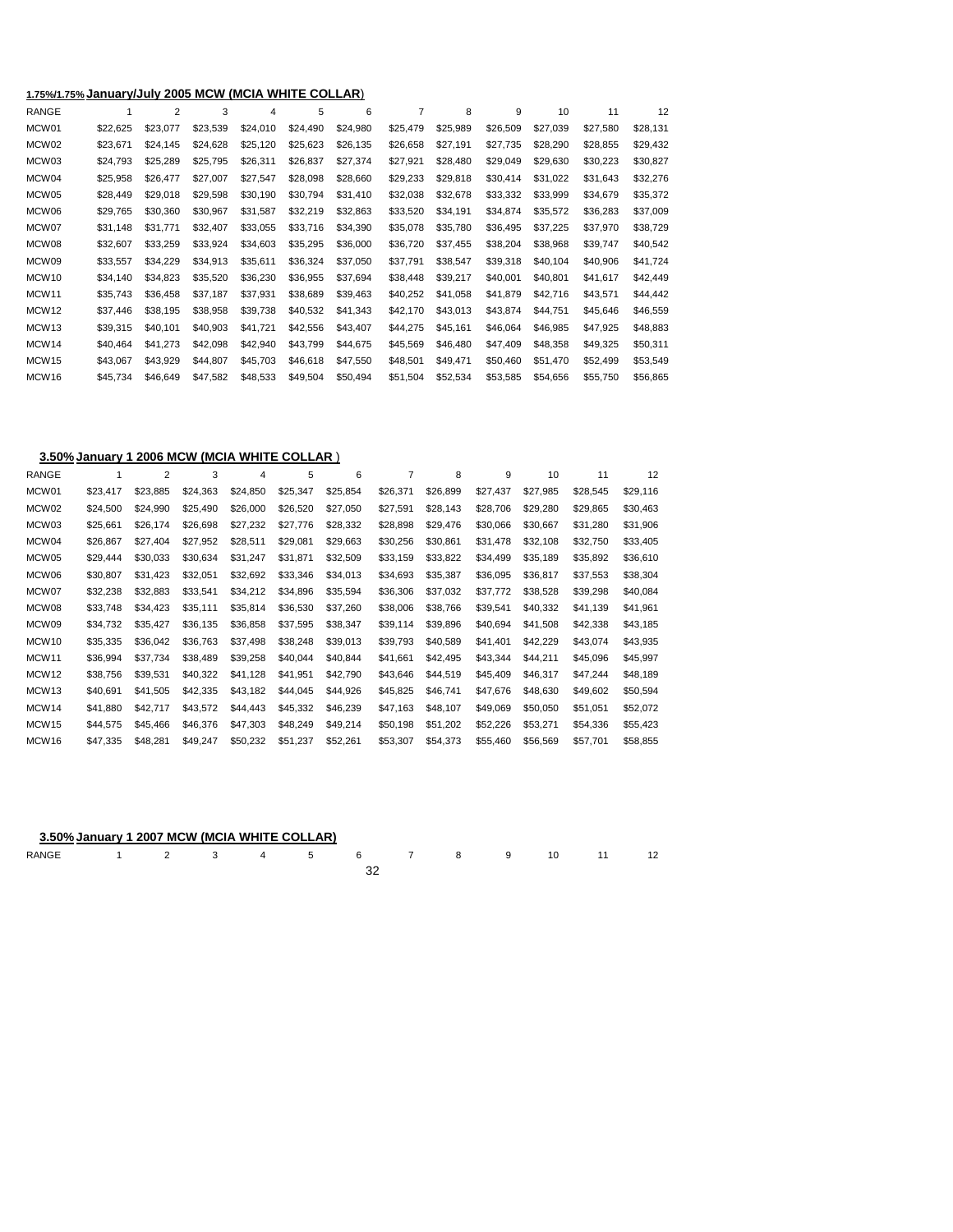**1.75%/1.75% January/July 2005 MCW (MCIA WHITE COLLAR)**

| RANGE | 1 | 2 | 3 | 4 | 5 | 6 | 7 | 8 | 9 | 10 | 11 | 12 |
|---|---|---|---|---|---|---|---|---|---|---|---|---|
| MCW01 | $22,625 | $23,077 | $23,539 | $24,010 | $24,490 | $24,980 | $25,479 | $25,989 | $26,509 | $27,039 | $27,580 | $28,131 |
| MCW02 | $23,671 | $24,145 | $24,628 | $25,120 | $25,623 | $26,135 | $26,658 | $27,191 | $27,735 | $28,290 | $28,855 | $29,432 |
| MCW03 | $24,793 | $25,289 | $25,795 | $26,311 | $26,837 | $27,374 | $27,921 | $28,480 | $29,049 | $29,630 | $30,223 | $30,827 |
| MCW04 | $25,958 | $26,477 | $27,007 | $27,547 | $28,098 | $28,660 | $29,233 | $29,818 | $30,414 | $31,022 | $31,643 | $32,276 |
| MCW05 | $28,449 | $29,018 | $29,598 | $30,190 | $30,794 | $31,410 | $32,038 | $32,678 | $33,332 | $33,999 | $34,679 | $35,372 |
| MCW06 | $29,765 | $30,360 | $30,967 | $31,587 | $32,219 | $32,863 | $33,520 | $34,191 | $34,874 | $35,572 | $36,283 | $37,009 |
| MCW07 | $31,148 | $31,771 | $32,407 | $33,055 | $33,716 | $34,390 | $35,078 | $35,780 | $36,495 | $37,225 | $37,970 | $38,729 |
| MCW08 | $32,607 | $33,259 | $33,924 | $34,603 | $35,295 | $36,000 | $36,720 | $37,455 | $38,204 | $38,968 | $39,747 | $40,542 |
| MCW09 | $33,557 | $34,229 | $34,913 | $35,611 | $36,324 | $37,050 | $37,791 | $38,547 | $39,318 | $40,104 | $40,906 | $41,724 |
| MCW10 | $34,140 | $34,823 | $35,520 | $36,230 | $36,955 | $37,694 | $38,448 | $39,217 | $40,001 | $40,801 | $41,617 | $42,449 |
| MCW11 | $35,743 | $36,458 | $37,187 | $37,931 | $38,689 | $39,463 | $40,252 | $41,058 | $41,879 | $42,716 | $43,571 | $44,442 |
| MCW12 | $37,446 | $38,195 | $38,958 | $39,738 | $40,532 | $41,343 | $42,170 | $43,013 | $43,874 | $44,751 | $45,646 | $46,559 |
| MCW13 | $39,315 | $40,101 | $40,903 | $41,721 | $42,556 | $43,407 | $44,275 | $45,161 | $46,064 | $46,985 | $47,925 | $48,883 |
| MCW14 | $40,464 | $41,273 | $42,098 | $42,940 | $43,799 | $44,675 | $45,569 | $46,480 | $47,409 | $48,358 | $49,325 | $50,311 |
| MCW15 | $43,067 | $43,929 | $44,807 | $45,703 | $46,618 | $47,550 | $48,501 | $49,471 | $50,460 | $51,470 | $52,499 | $53,549 |
| MCW16 | $45,734 | $46,649 | $47,582 | $48,533 | $49,504 | $50,494 | $51,504 | $52,534 | $53,585 | $54,656 | $55,750 | $56,865 |

**3.50% January 1 2006 MCW (MCIA WHITE COLLAR )**

| RANGE | 1 | 2 | 3 | 4 | 5 | 6 | 7 | 8 | 9 | 10 | 11 | 12 |
|---|---|---|---|---|---|---|---|---|---|---|---|---|
| MCW01 | $23,417 | $23,885 | $24,363 | $24,850 | $25,347 | $25,854 | $26,371 | $26,899 | $27,437 | $27,985 | $28,545 | $29,116 |
| MCW02 | $24,500 | $24,990 | $25,490 | $26,000 | $26,520 | $27,050 | $27,591 | $28,143 | $28,706 | $29,280 | $29,865 | $30,463 |
| MCW03 | $25,661 | $26,174 | $26,698 | $27,232 | $27,776 | $28,332 | $28,898 | $29,476 | $30,066 | $30,667 | $31,280 | $31,906 |
| MCW04 | $26,867 | $27,404 | $27,952 | $28,511 | $29,081 | $29,663 | $30,256 | $30,861 | $31,478 | $32,108 | $32,750 | $33,405 |
| MCW05 | $29,444 | $30,033 | $30,634 | $31,247 | $31,871 | $32,509 | $33,159 | $33,822 | $34,499 | $35,189 | $35,892 | $36,610 |
| MCW06 | $30,807 | $31,423 | $32,051 | $32,692 | $33,346 | $34,013 | $34,693 | $35,387 | $36,095 | $36,817 | $37,553 | $38,304 |
| MCW07 | $32,238 | $32,883 | $33,541 | $34,212 | $34,896 | $35,594 | $36,306 | $37,032 | $37,772 | $38,528 | $39,298 | $40,084 |
| MCW08 | $33,748 | $34,423 | $35,111 | $35,814 | $36,530 | $37,260 | $38,006 | $38,766 | $39,541 | $40,332 | $41,139 | $41,961 |
| MCW09 | $34,732 | $35,427 | $36,135 | $36,858 | $37,595 | $38,347 | $39,114 | $39,896 | $40,694 | $41,508 | $42,338 | $43,185 |
| MCW10 | $35,335 | $36,042 | $36,763 | $37,498 | $38,248 | $39,013 | $39,793 | $40,589 | $41,401 | $42,229 | $43,074 | $43,935 |
| MCW11 | $36,994 | $37,734 | $38,489 | $39,258 | $40,044 | $40,844 | $41,661 | $42,495 | $43,344 | $44,211 | $45,096 | $45,997 |
| MCW12 | $38,756 | $39,531 | $40,322 | $41,128 | $41,951 | $42,790 | $43,646 | $44,519 | $45,409 | $46,317 | $47,244 | $48,189 |
| MCW13 | $40,691 | $41,505 | $42,335 | $43,182 | $44,045 | $44,926 | $45,825 | $46,741 | $47,676 | $48,630 | $49,602 | $50,594 |
| MCW14 | $41,880 | $42,717 | $43,572 | $44,443 | $45,332 | $46,239 | $47,163 | $48,107 | $49,069 | $50,050 | $51,051 | $52,072 |
| MCW15 | $44,575 | $45,466 | $46,376 | $47,303 | $48,249 | $49,214 | $50,198 | $51,202 | $52,226 | $53,271 | $54,336 | $55,423 |
| MCW16 | $47,335 | $48,281 | $49,247 | $50,232 | $51,237 | $52,261 | $53,307 | $54,373 | $55,460 | $56,569 | $57,701 | $58,855 |

**3.50% January 1 2007 MCW (MCIA WHITE COLLAR)**

| RANGE | 1 | 2 | 3 | 4 | 5 | 6 | 7 | 8 | 9 | 10 | 11 | 12 |
|---|---|---|---|---|---|---|---|---|---|---|---|---|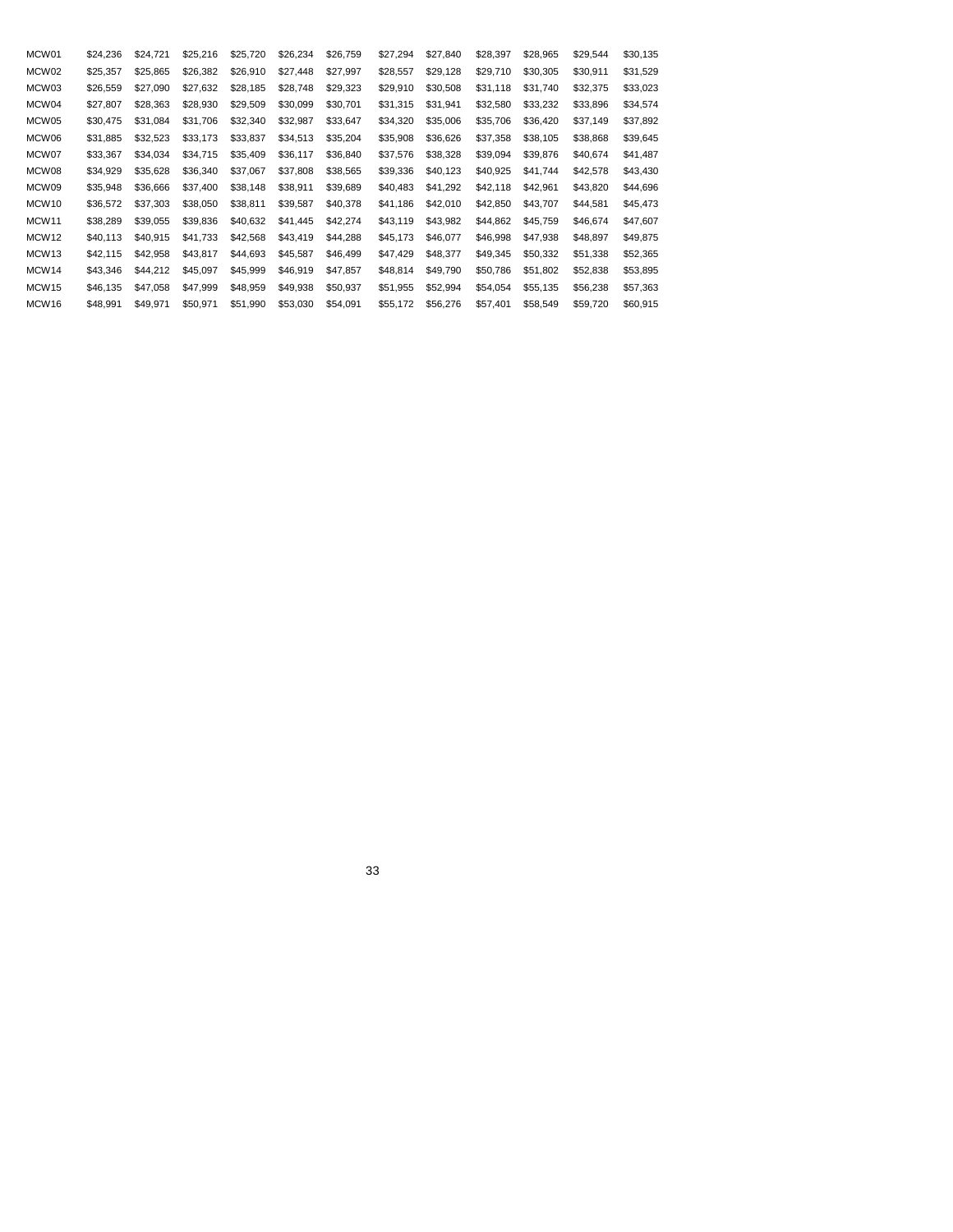| MCW01 | $24,236 | $24,721 | $25,216 | $25,720 | $26,234 | $26,759 | $27,294 | $27,840 | $28,397 | $28,965 | $29,544 | $30,135 |
|---|---|---|---|---|---|---|---|---|---|---|---|---|
| MCW02 | $25,357 | $25,865 | $26,382 | $26,910 | $27,448 | $27,997 | $28,557 | $29,128 | $29,710 | $30,305 | $30,911 | $31,529 |
| MCW03 | $26,559 | $27,090 | $27,632 | $28,185 | $28,748 | $29,323 | $29,910 | $30,508 | $31,118 | $31,740 | $32,375 | $33,023 |
| MCW04 | $27,807 | $28,363 | $28,930 | $29,509 | $30,099 | $30,701 | $31,315 | $31,941 | $32,580 | $33,232 | $33,896 | $34,574 |
| MCW05 | $30,475 | $31,084 | $31,706 | $32,340 | $32,987 | $33,647 | $34,320 | $35,006 | $35,706 | $36,420 | $37,149 | $37,892 |
| MCW06 | $31,885 | $32,523 | $33,173 | $33,837 | $34,513 | $35,204 | $35,908 | $36,626 | $37,358 | $38,105 | $38,868 | $39,645 |
| MCW07 | $33,367 | $34,034 | $34,715 | $35,409 | $36,117 | $36,840 | $37,576 | $38,328 | $39,094 | $39,876 | $40,674 | $41,487 |
| MCW08 | $34,929 | $35,628 | $36,340 | $37,067 | $37,808 | $38,565 | $39,336 | $40,123 | $40,925 | $41,744 | $42,578 | $43,430 |
| MCW09 | $35,948 | $36,666 | $37,400 | $38,148 | $38,911 | $39,689 | $40,483 | $41,292 | $42,118 | $42,961 | $43,820 | $44,696 |
| MCW10 | $36,572 | $37,303 | $38,050 | $38,811 | $39,587 | $40,378 | $41,186 | $42,010 | $42,850 | $43,707 | $44,581 | $45,473 |
| MCW11 | $38,289 | $39,055 | $39,836 | $40,632 | $41,445 | $42,274 | $43,119 | $43,982 | $44,862 | $45,759 | $46,674 | $47,607 |
| MCW12 | $40,113 | $40,915 | $41,733 | $42,568 | $43,419 | $44,288 | $45,173 | $46,077 | $46,998 | $47,938 | $48,897 | $49,875 |
| MCW13 | $42,115 | $42,958 | $43,817 | $44,693 | $45,587 | $46,499 | $47,429 | $48,377 | $49,345 | $50,332 | $51,338 | $52,365 |
| MCW14 | $43,346 | $44,212 | $45,097 | $45,999 | $46,919 | $47,857 | $48,814 | $49,790 | $50,786 | $51,802 | $52,838 | $53,895 |
| MCW15 | $46,135 | $47,058 | $47,999 | $48,959 | $49,938 | $50,937 | $51,955 | $52,994 | $54,054 | $55,135 | $56,238 | $57,363 |
| MCW16 | $48,991 | $49,971 | $50,971 | $51,990 | $53,030 | $54,091 | $55,172 | $56,276 | $57,401 | $58,549 | $59,720 | $60,915 |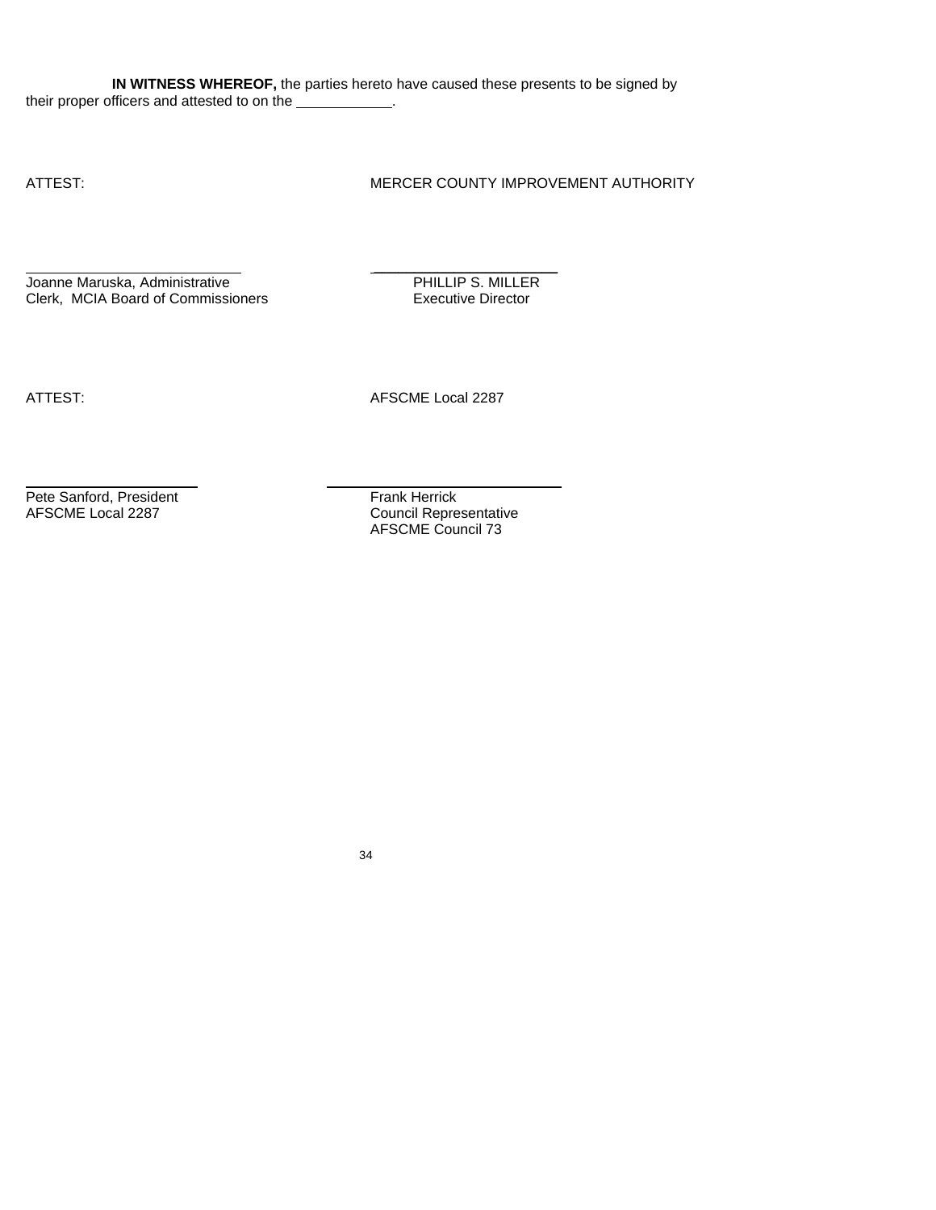**IN WITNESS WHEREOF,** the parties hereto have caused these presents to be signed by their proper officers and attested to on the ____________.

ATTEST: MERCER COUNTY IMPROVEMENT AUTHORITY

___________________________ ___________________________

Joanne Maruska, Administrative Clerk, MCIA Board of Commissioners

PHILLIP S. MILLER
Executive Director

ATTEST: AFSCME Local 2287

___________________________ ___________________________

Pete Sanford, President
AFSCME Local 2287

Frank Herrick
Council Representative
AFSCME Council 73